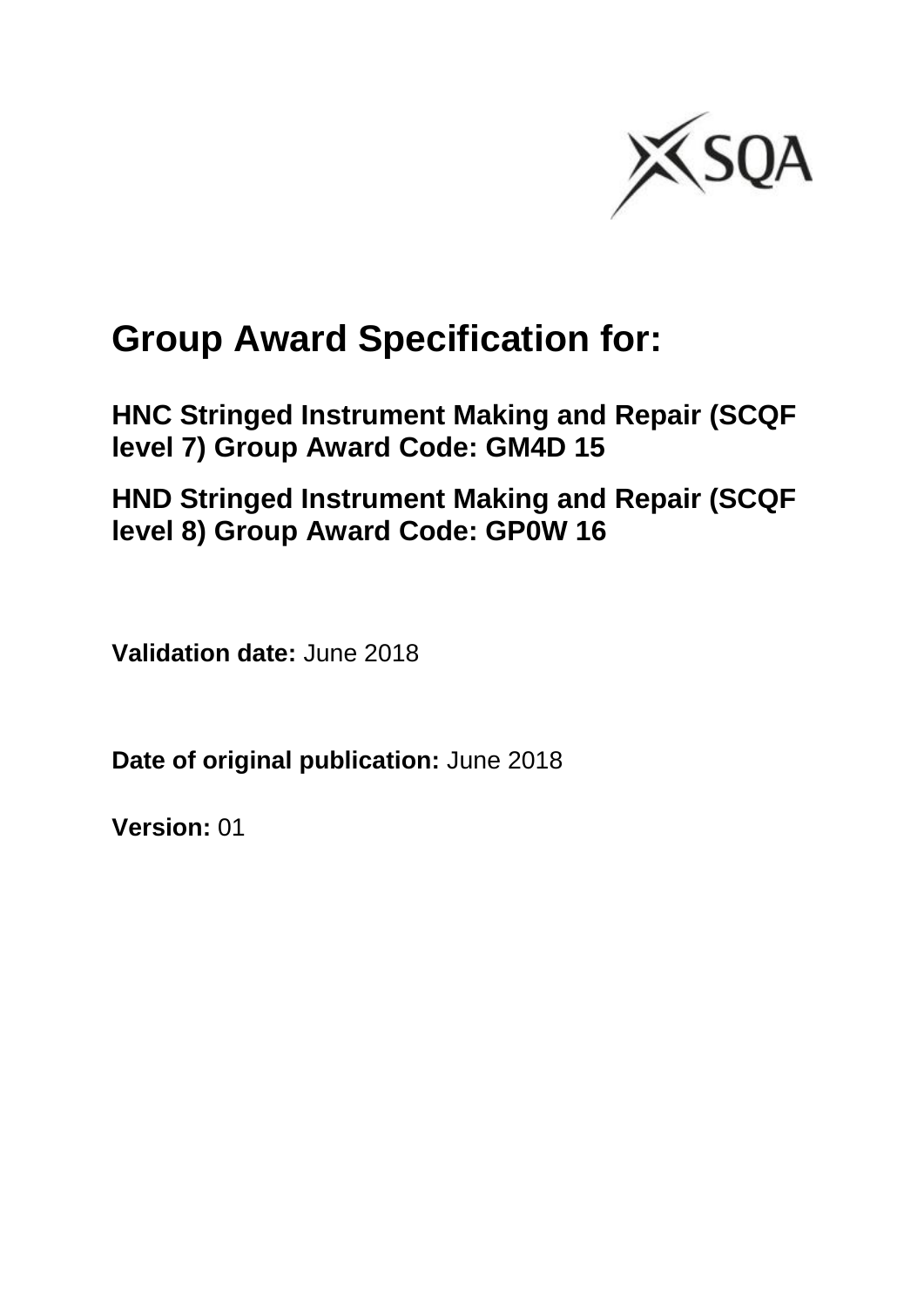# Group Award Specification for:

**HNC Stringed Instrument Making and Repair (SCQF level 7) Group Award Code: GM4D 15**

**HND Stringed Instrument Making and Repair (SCQF level 8) Group Award Code: GP0W 16**

**Validation date:** June 2018

**Date of original publication:** June 2018

**Version:** 01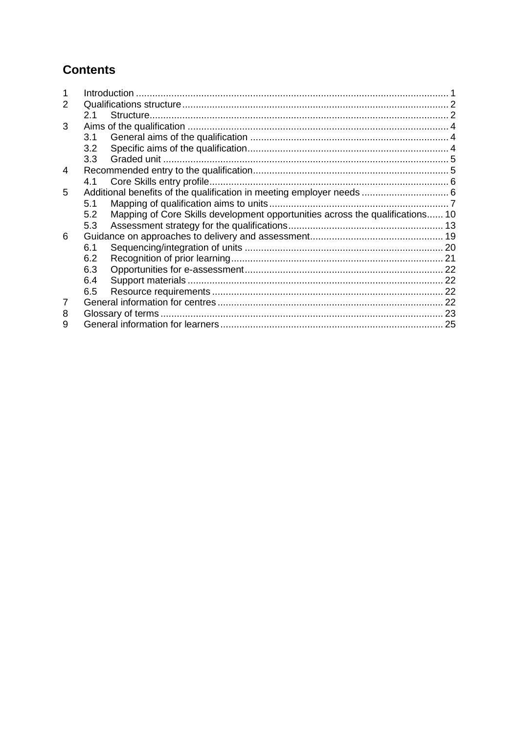## Contents

1 Introduction ... 1
2 Qualifications structure ... 2
  2.1 Structure ... 2
3 Aims of the qualification ... 4
  3.1 General aims of the qualification ... 4
  3.2 Specific aims of the qualification ... 4
  3.3 Graded unit ... 5
4 Recommended entry to the qualification ... 5
  4.1 Core Skills entry profile ... 6
5 Additional benefits of the qualification in meeting employer needs ... 6
  5.1 Mapping of qualification aims to units ... 7
  5.2 Mapping of Core Skills development opportunities across the qualifications ... 10
  5.3 Assessment strategy for the qualifications ... 13
6 Guidance on approaches to delivery and assessment ... 19
  6.1 Sequencing/integration of units ... 20
  6.2 Recognition of prior learning ... 21
  6.3 Opportunities for e-assessment ... 22
  6.4 Support materials ... 22
  6.5 Resource requirements ... 22
7 General information for centres ... 22
8 Glossary of terms ... 23
9 General information for learners ... 25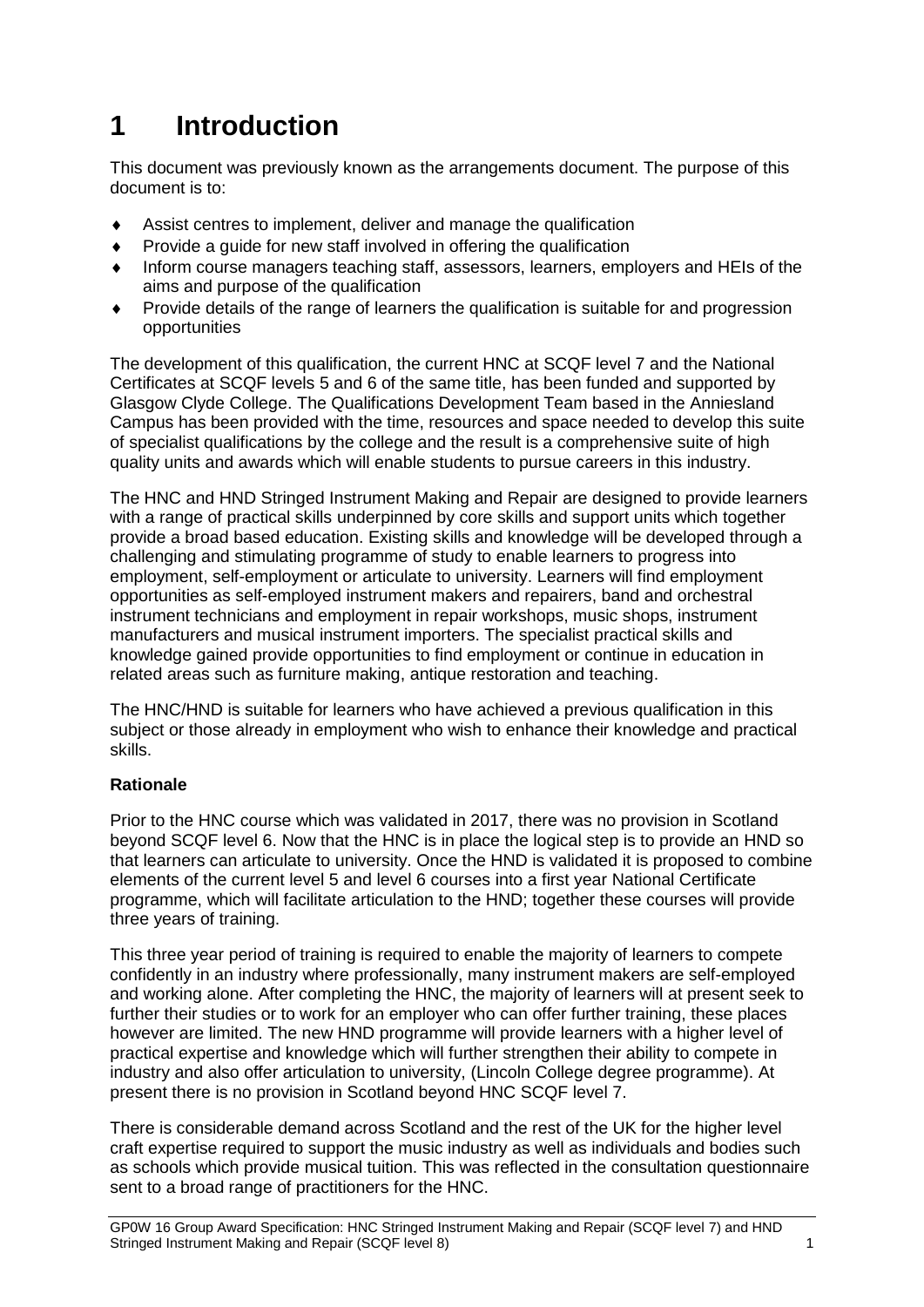# 1 Introduction

This document was previously known as the arrangements document. The purpose of this document is to:

- Assist centres to implement, deliver and manage the qualification
- Provide a guide for new staff involved in offering the qualification
- Inform course managers teaching staff, assessors, learners, employers and HEIs of the aims and purpose of the qualification
- Provide details of the range of learners the qualification is suitable for and progression opportunities

The development of this qualification, the current HNC at SCQF level 7 and the National Certificates at SCQF levels 5 and 6 of the same title, has been funded and supported by Glasgow Clyde College. The Qualifications Development Team based in the Anniesland Campus has been provided with the time, resources and space needed to develop this suite of specialist qualifications by the college and the result is a comprehensive suite of high quality units and awards which will enable students to pursue careers in this industry.

The HNC and HND Stringed Instrument Making and Repair are designed to provide learners with a range of practical skills underpinned by core skills and support units which together provide a broad based education. Existing skills and knowledge will be developed through a challenging and stimulating programme of study to enable learners to progress into employment, self-employment or articulate to university. Learners will find employment opportunities as self-employed instrument makers and repairers, band and orchestral instrument technicians and employment in repair workshops, music shops, instrument manufacturers and musical instrument importers. The specialist practical skills and knowledge gained provide opportunities to find employment or continue in education in related areas such as furniture making, antique restoration and teaching.

The HNC/HND is suitable for learners who have achieved a previous qualification in this subject or those already in employment who wish to enhance their knowledge and practical skills.

**Rationale**

Prior to the HNC course which was validated in 2017, there was no provision in Scotland beyond SCQF level 6. Now that the HNC is in place the logical step is to provide an HND so that learners can articulate to university. Once the HND is validated it is proposed to combine elements of the current level 5 and level 6 courses into a first year National Certificate programme, which will facilitate articulation to the HND; together these courses will provide three years of training.

This three year period of training is required to enable the majority of learners to compete confidently in an industry where professionally, many instrument makers are self-employed and working alone. After completing the HNC, the majority of learners will at present seek to further their studies or to work for an employer who can offer further training, these places however are limited. The new HND programme will provide learners with a higher level of practical expertise and knowledge which will further strengthen their ability to compete in industry and also offer articulation to university, (Lincoln College degree programme). At present there is no provision in Scotland beyond HNC SCQF level 7.

There is considerable demand across Scotland and the rest of the UK for the higher level craft expertise required to support the music industry as well as individuals and bodies such as schools which provide musical tuition. This was reflected in the consultation questionnaire sent to a broad range of practitioners for the HNC.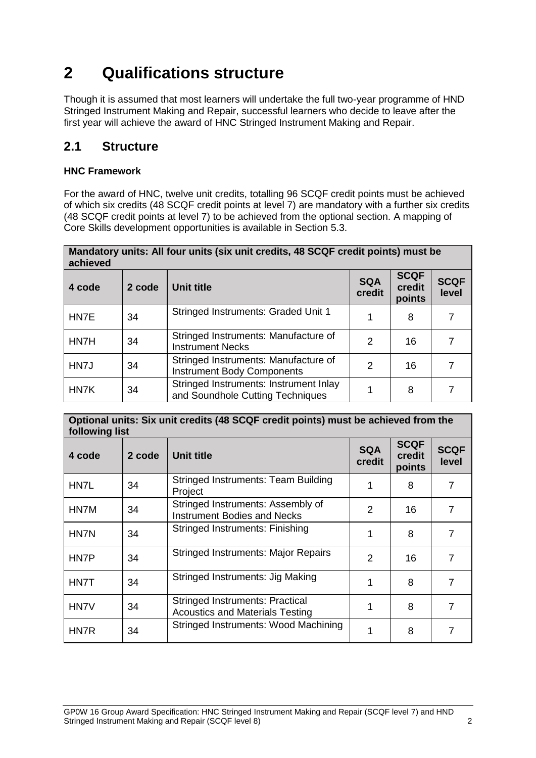# 2 Qualifications structure

Though it is assumed that most learners will undertake the full two-year programme of HND Stringed Instrument Making and Repair, successful learners who decide to leave after the first year will achieve the award of HNC Stringed Instrument Making and Repair.

## 2.1 Structure

**HNC Framework**

For the award of HNC, twelve unit credits, totalling 96 SCQF credit points must be achieved of which six credits (48 SCQF credit points at level 7) are mandatory with a further six credits (48 SCQF credit points at level 7) to be achieved from the optional section. A mapping of Core Skills development opportunities is available in Section 5.3.

| **Mandatory units: All four units (six unit credits, 48 SCQF credit points) must be achieved** | | | | | |
|---|---|---|---|---|---|
| **4 code** | **2 code** | **Unit title** | **SQA credit** | **SCQF credit points** | **SCQF level** |
| HN7E | 34 | Stringed Instruments: Graded Unit 1 | 1 | 8 | 7 |
| HN7H | 34 | Stringed Instruments: Manufacture of Instrument Necks | 2 | 16 | 7 |
| HN7J | 34 | Stringed Instruments: Manufacture of Instrument Body Components | 2 | 16 | 7 |
| HN7K | 34 | Stringed Instruments: Instrument Inlay and Soundhole Cutting Techniques | 1 | 8 | 7 |

| **Optional units: Six unit credits (48 SCQF credit points) must be achieved from the following list** | | | | | |
|---|---|---|---|---|---|
| **4 code** | **2 code** | **Unit title** | **SQA credit** | **SCQF credit points** | **SCQF level** |
| HN7L | 34 | Stringed Instruments: Team Building Project | 1 | 8 | 7 |
| HN7M | 34 | Stringed Instruments: Assembly of Instrument Bodies and Necks | 2 | 16 | 7 |
| HN7N | 34 | Stringed Instruments: Finishing | 1 | 8 | 7 |
| HN7P | 34 | Stringed Instruments: Major Repairs | 2 | 16 | 7 |
| HN7T | 34 | Stringed Instruments: Jig Making | 1 | 8 | 7 |
| HN7V | 34 | Stringed Instruments: Practical Acoustics and Materials Testing | 1 | 8 | 7 |
| HN7R | 34 | Stringed Instruments: Wood Machining | 1 | 8 | 7 |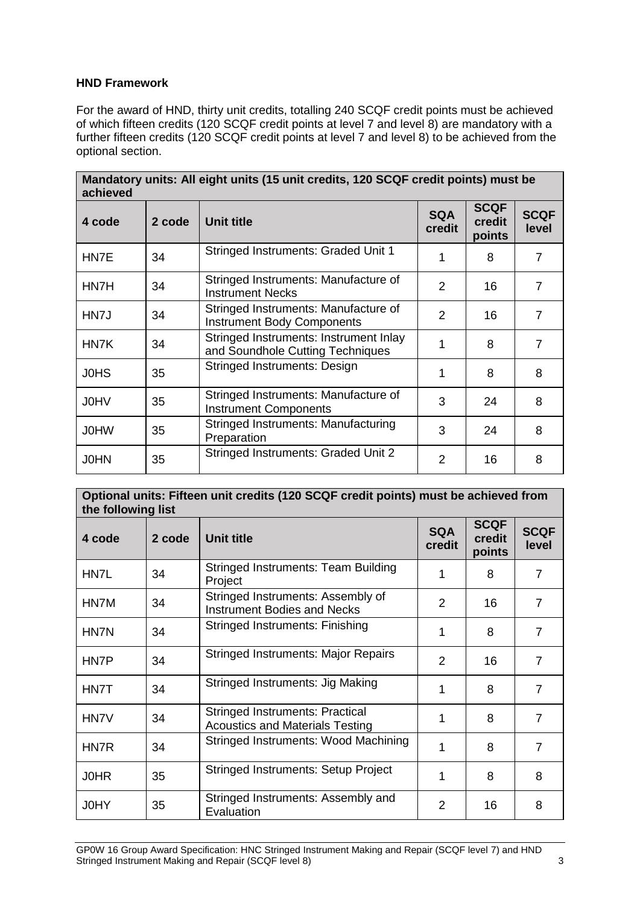**HND Framework**

For the award of HND, thirty unit credits, totalling 240 SCQF credit points must be achieved of which fifteen credits (120 SCQF credit points at level 7 and level 8) are mandatory with a further fifteen credits (120 SCQF credit points at level 7 and level 8) to be achieved from the optional section.

| Mandatory units: All eight units (15 unit credits, 120 SCQF credit points) must be achieved | | | | | |
|---|---|---|---|---|---|
| **4 code** | **2 code** | **Unit title** | **SQA credit** | **SCQF credit points** | **SCQF level** |
| HN7E | 34 | Stringed Instruments: Graded Unit 1 | 1 | 8 | 7 |
| HN7H | 34 | Stringed Instruments: Manufacture of Instrument Necks | 2 | 16 | 7 |
| HN7J | 34 | Stringed Instruments: Manufacture of Instrument Body Components | 2 | 16 | 7 |
| HN7K | 34 | Stringed Instruments: Instrument Inlay and Soundhole Cutting Techniques | 1 | 8 | 7 |
| J0HS | 35 | Stringed Instruments: Design | 1 | 8 | 8 |
| J0HV | 35 | Stringed Instruments: Manufacture of Instrument Components | 3 | 24 | 8 |
| J0HW | 35 | Stringed Instruments: Manufacturing Preparation | 3 | 24 | 8 |
| J0HN | 35 | Stringed Instruments: Graded Unit 2 | 2 | 16 | 8 |

| Optional units: Fifteen unit credits (120 SCQF credit points) must be achieved from the following list | | | | | |
|---|---|---|---|---|---|
| **4 code** | **2 code** | **Unit title** | **SQA credit** | **SCQF credit points** | **SCQF level** |
| HN7L | 34 | Stringed Instruments: Team Building Project | 1 | 8 | 7 |
| HN7M | 34 | Stringed Instruments: Assembly of Instrument Bodies and Necks | 2 | 16 | 7 |
| HN7N | 34 | Stringed Instruments: Finishing | 1 | 8 | 7 |
| HN7P | 34 | Stringed Instruments: Major Repairs | 2 | 16 | 7 |
| HN7T | 34 | Stringed Instruments: Jig Making | 1 | 8 | 7 |
| HN7V | 34 | Stringed Instruments: Practical Acoustics and Materials Testing | 1 | 8 | 7 |
| HN7R | 34 | Stringed Instruments: Wood Machining | 1 | 8 | 7 |
| J0HR | 35 | Stringed Instruments: Setup Project | 1 | 8 | 8 |
| J0HY | 35 | Stringed Instruments: Assembly and Evaluation | 2 | 16 | 8 |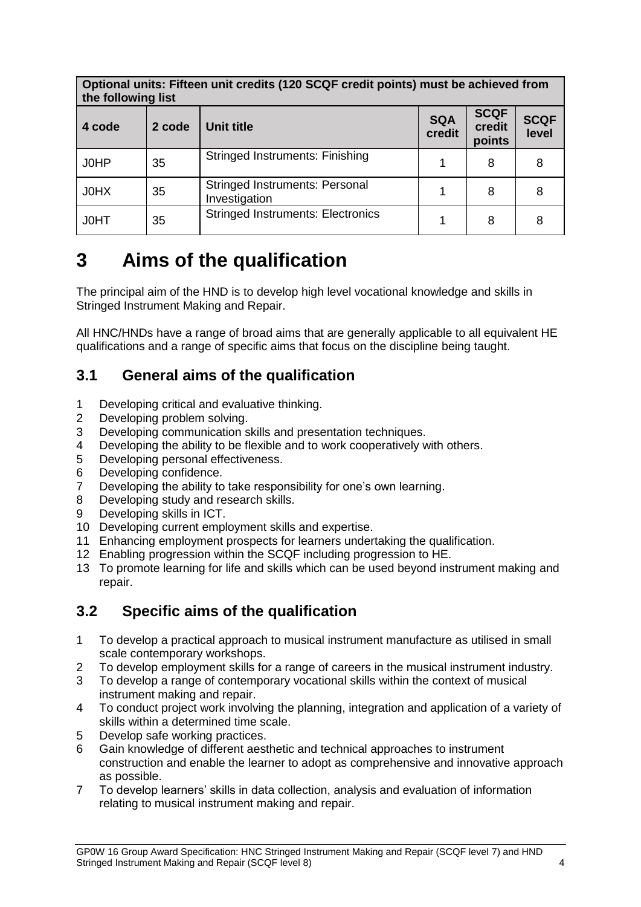| Optional units: Fifteen unit credits (120 SCQF credit points) must be achieved from the following list | | | | | |
|---|---|---|---|---|---|
| **4 code** | **2 code** | **Unit title** | **SQA credit** | **SCQF credit points** | **SCQF level** |
| J0HP | 35 | Stringed Instruments: Finishing | 1 | 8 | 8 |
| J0HX | 35 | Stringed Instruments: Personal Investigation | 1 | 8 | 8 |
| J0HT | 35 | Stringed Instruments: Electronics | 1 | 8 | 8 |

# 3 Aims of the qualification

The principal aim of the HND is to develop high level vocational knowledge and skills in Stringed Instrument Making and Repair.

All HNC/HNDs have a range of broad aims that are generally applicable to all equivalent HE qualifications and a range of specific aims that focus on the discipline being taught.

## 3.1 General aims of the qualification

1. Developing critical and evaluative thinking.
2. Developing problem solving.
3. Developing communication skills and presentation techniques.
4. Developing the ability to be flexible and to work cooperatively with others.
5. Developing personal effectiveness.
6. Developing confidence.
7. Developing the ability to take responsibility for one's own learning.
8. Developing study and research skills.
9. Developing skills in ICT.
10. Developing current employment skills and expertise.
11. Enhancing employment prospects for learners undertaking the qualification.
12. Enabling progression within the SCQF including progression to HE.
13. To promote learning for life and skills which can be used beyond instrument making and repair.

## 3.2 Specific aims of the qualification

1. To develop a practical approach to musical instrument manufacture as utilised in small scale contemporary workshops.
2. To develop employment skills for a range of careers in the musical instrument industry.
3. To develop a range of contemporary vocational skills within the context of musical instrument making and repair.
4. To conduct project work involving the planning, integration and application of a variety of skills within a determined time scale.
5. Develop safe working practices.
6. Gain knowledge of different aesthetic and technical approaches to instrument construction and enable the learner to adopt as comprehensive and innovative approach as possible.
7. To develop learners' skills in data collection, analysis and evaluation of information relating to musical instrument making and repair.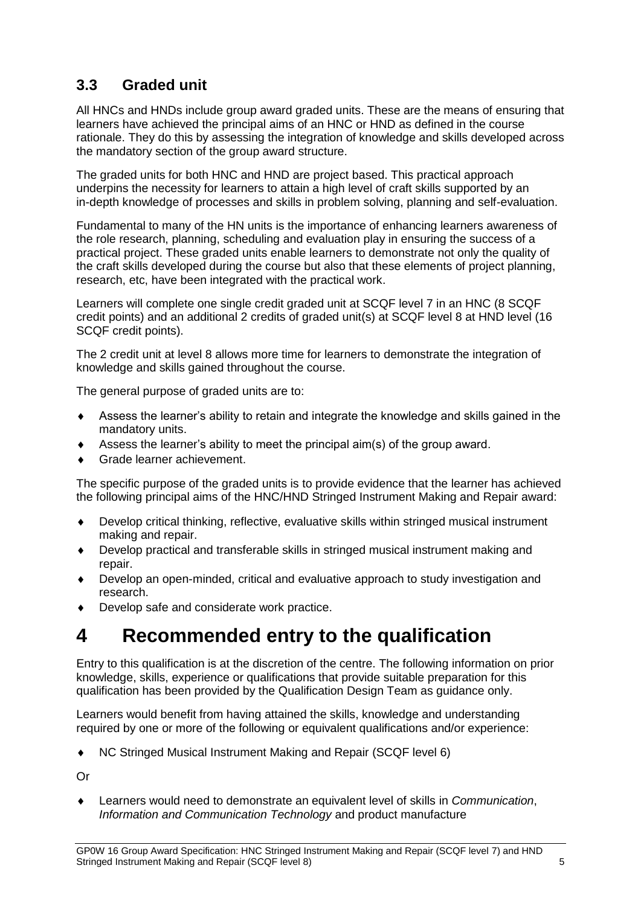### 3.3 Graded unit

All HNCs and HNDs include group award graded units. These are the means of ensuring that learners have achieved the principal aims of an HNC or HND as defined in the course rationale. They do this by assessing the integration of knowledge and skills developed across the mandatory section of the group award structure.

The graded units for both HNC and HND are project based. This practical approach underpins the necessity for learners to attain a high level of craft skills supported by an in-depth knowledge of processes and skills in problem solving, planning and self-evaluation.

Fundamental to many of the HN units is the importance of enhancing learners awareness of the role research, planning, scheduling and evaluation play in ensuring the success of a practical project. These graded units enable learners to demonstrate not only the quality of the craft skills developed during the course but also that these elements of project planning, research, etc, have been integrated with the practical work.

Learners will complete one single credit graded unit at SCQF level 7 in an HNC (8 SCQF credit points) and an additional 2 credits of graded unit(s) at SCQF level 8 at HND level (16 SCQF credit points).

The 2 credit unit at level 8 allows more time for learners to demonstrate the integration of knowledge and skills gained throughout the course.

The general purpose of graded units are to:

- Assess the learner's ability to retain and integrate the knowledge and skills gained in the mandatory units.
- Assess the learner's ability to meet the principal aim(s) of the group award.
- Grade learner achievement.

The specific purpose of the graded units is to provide evidence that the learner has achieved the following principal aims of the HNC/HND Stringed Instrument Making and Repair award:

- Develop critical thinking, reflective, evaluative skills within stringed musical instrument making and repair.
- Develop practical and transferable skills in stringed musical instrument making and repair.
- Develop an open-minded, critical and evaluative approach to study investigation and research.
- Develop safe and considerate work practice.

# 4 Recommended entry to the qualification

Entry to this qualification is at the discretion of the centre. The following information on prior knowledge, skills, experience or qualifications that provide suitable preparation for this qualification has been provided by the Qualification Design Team as guidance only.

Learners would benefit from having attained the skills, knowledge and understanding required by one or more of the following or equivalent qualifications and/or experience:

- NC Stringed Musical Instrument Making and Repair (SCQF level 6)

Or

- Learners would need to demonstrate an equivalent level of skills in *Communication*, *Information and Communication Technology* and product manufacture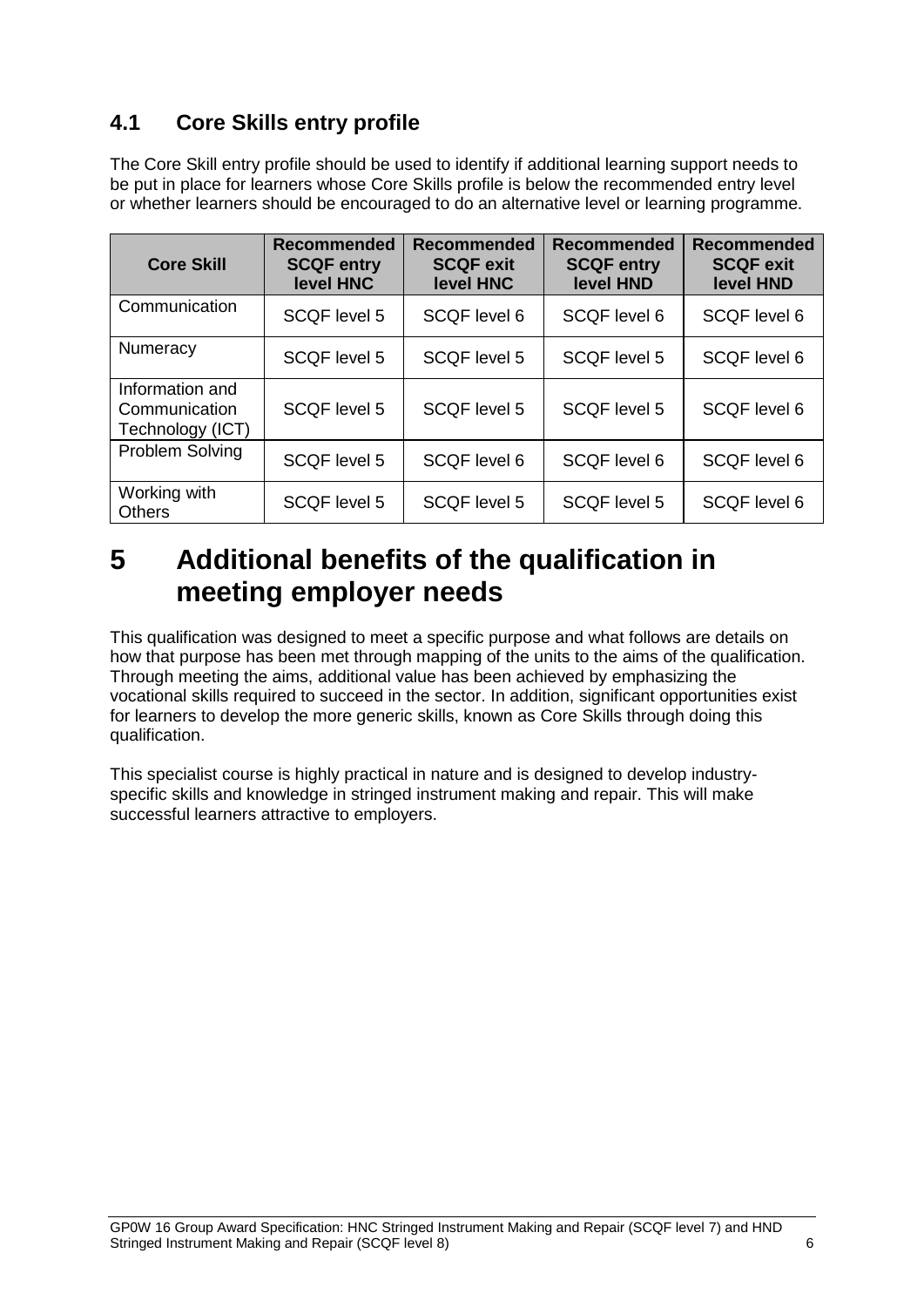### 4.1 Core Skills entry profile

The Core Skill entry profile should be used to identify if additional learning support needs to be put in place for learners whose Core Skills profile is below the recommended entry level or whether learners should be encouraged to do an alternative level or learning programme.

| Core Skill | Recommended SCQF entry level HNC | Recommended SCQF exit level HNC | Recommended SCQF entry level HND | Recommended SCQF exit level HND |
|---|---|---|---|---|
| Communication | SCQF level 5 | SCQF level 6 | SCQF level 6 | SCQF level 6 |
| Numeracy | SCQF level 5 | SCQF level 5 | SCQF level 5 | SCQF level 6 |
| Information and Communication Technology (ICT) | SCQF level 5 | SCQF level 5 | SCQF level 5 | SCQF level 6 |
| Problem Solving | SCQF level 5 | SCQF level 6 | SCQF level 6 | SCQF level 6 |
| Working with Others | SCQF level 5 | SCQF level 5 | SCQF level 5 | SCQF level 6 |

# 5 Additional benefits of the qualification in meeting employer needs

This qualification was designed to meet a specific purpose and what follows are details on how that purpose has been met through mapping of the units to the aims of the qualification. Through meeting the aims, additional value has been achieved by emphasizing the vocational skills required to succeed in the sector. In addition, significant opportunities exist for learners to develop the more generic skills, known as Core Skills through doing this qualification.

This specialist course is highly practical in nature and is designed to develop industry-specific skills and knowledge in stringed instrument making and repair. This will make successful learners attractive to employers.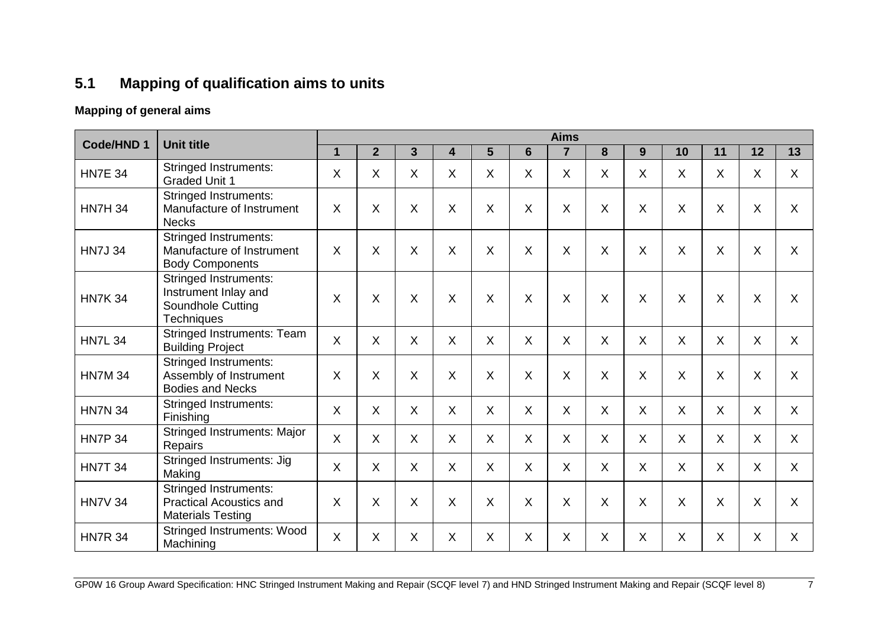## 5.1 Mapping of qualification aims to units

**Mapping of general aims**

| Code/HND 1 | Unit title | Aims | | | | | | | | | | | | |
|---|---|---|---|---|---|---|---|---|---|---|---|---|---|---|
| | | 1 | 2 | 3 | 4 | 5 | 6 | 7 | 8 | 9 | 10 | 11 | 12 | 13 |
| HN7E 34 | Stringed Instruments: Graded Unit 1 | X | X | X | X | X | X | X | X | X | X | X | X | X |
| HN7H 34 | Stringed Instruments: Manufacture of Instrument Necks | X | X | X | X | X | X | X | X | X | X | X | X | X |
| HN7J 34 | Stringed Instruments: Manufacture of Instrument Body Components | X | X | X | X | X | X | X | X | X | X | X | X | X |
| HN7K 34 | Stringed Instruments: Instrument Inlay and Soundhole Cutting Techniques | X | X | X | X | X | X | X | X | X | X | X | X | X |
| HN7L 34 | Stringed Instruments: Team Building Project | X | X | X | X | X | X | X | X | X | X | X | X | X |
| HN7M 34 | Stringed Instruments: Assembly of Instrument Bodies and Necks | X | X | X | X | X | X | X | X | X | X | X | X | X |
| HN7N 34 | Stringed Instruments: Finishing | X | X | X | X | X | X | X | X | X | X | X | X | X |
| HN7P 34 | Stringed Instruments: Major Repairs | X | X | X | X | X | X | X | X | X | X | X | X | X |
| HN7T 34 | Stringed Instruments: Jig Making | X | X | X | X | X | X | X | X | X | X | X | X | X |
| HN7V 34 | Stringed Instruments: Practical Acoustics and Materials Testing | X | X | X | X | X | X | X | X | X | X | X | X | X |
| HN7R 34 | Stringed Instruments: Wood Machining | X | X | X | X | X | X | X | X | X | X | X | X | X |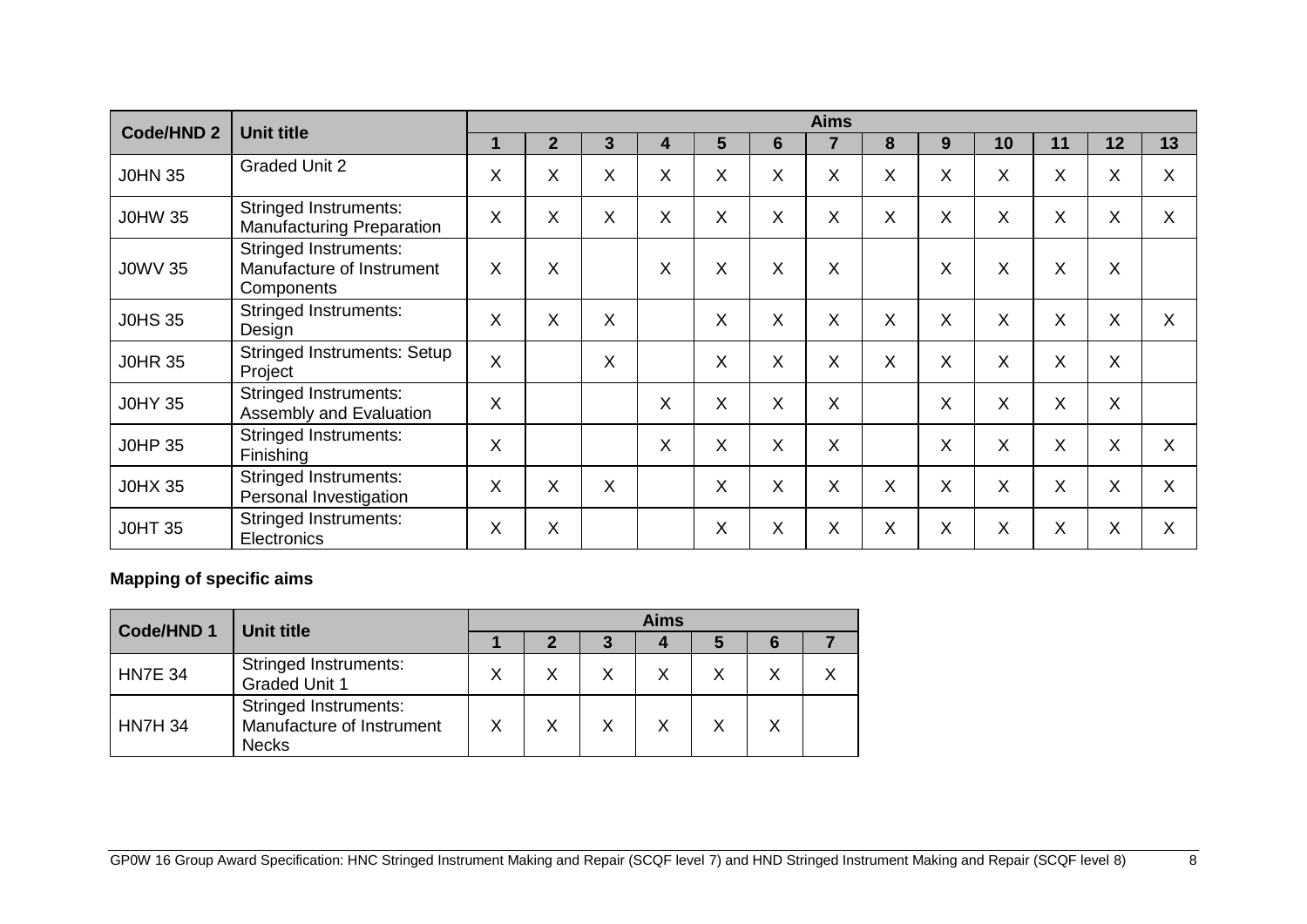| Code/HND 2 | Unit title | Aims | | | | | | | | | | | | |
|---|---|---|---|---|---|---|---|---|---|---|---|---|---|---|
| | | 1 | 2 | 3 | 4 | 5 | 6 | 7 | 8 | 9 | 10 | 11 | 12 | 13 |
| J0HN 35 | Graded Unit 2 | X | X | X | X | X | X | X | X | X | X | X | X | X |
| J0HW 35 | Stringed Instruments: Manufacturing Preparation | X | X | X | X | X | X | X | X | X | X | X | X | X |
| J0WV 35 | Stringed Instruments: Manufacture of Instrument Components | X | X | | X | X | X | X | | X | X | X | X | |
| J0HS 35 | Stringed Instruments: Design | X | X | X | | X | X | X | X | X | X | X | X | X |
| J0HR 35 | Stringed Instruments: Setup Project | X | | X | | X | X | X | X | X | X | X | X | |
| J0HY 35 | Stringed Instruments: Assembly and Evaluation | X | | | X | X | X | X | | X | X | X | X | |
| J0HP 35 | Stringed Instruments: Finishing | X | | | X | X | X | X | | X | X | X | X | X |
| J0HX 35 | Stringed Instruments: Personal Investigation | X | X | X | | X | X | X | X | X | X | X | X | X |
| J0HT 35 | Stringed Instruments: Electronics | X | X | | | X | X | X | X | X | X | X | X | X |

**Mapping of specific aims**

| Code/HND 1 | Unit title | Aims | | | | | | |
|---|---|---|---|---|---|---|---|---|
| | | 1 | 2 | 3 | 4 | 5 | 6 | 7 |
| HN7E 34 | Stringed Instruments: Graded Unit 1 | X | X | X | X | X | X | X |
| HN7H 34 | Stringed Instruments: Manufacture of Instrument Necks | X | X | X | X | X | X | |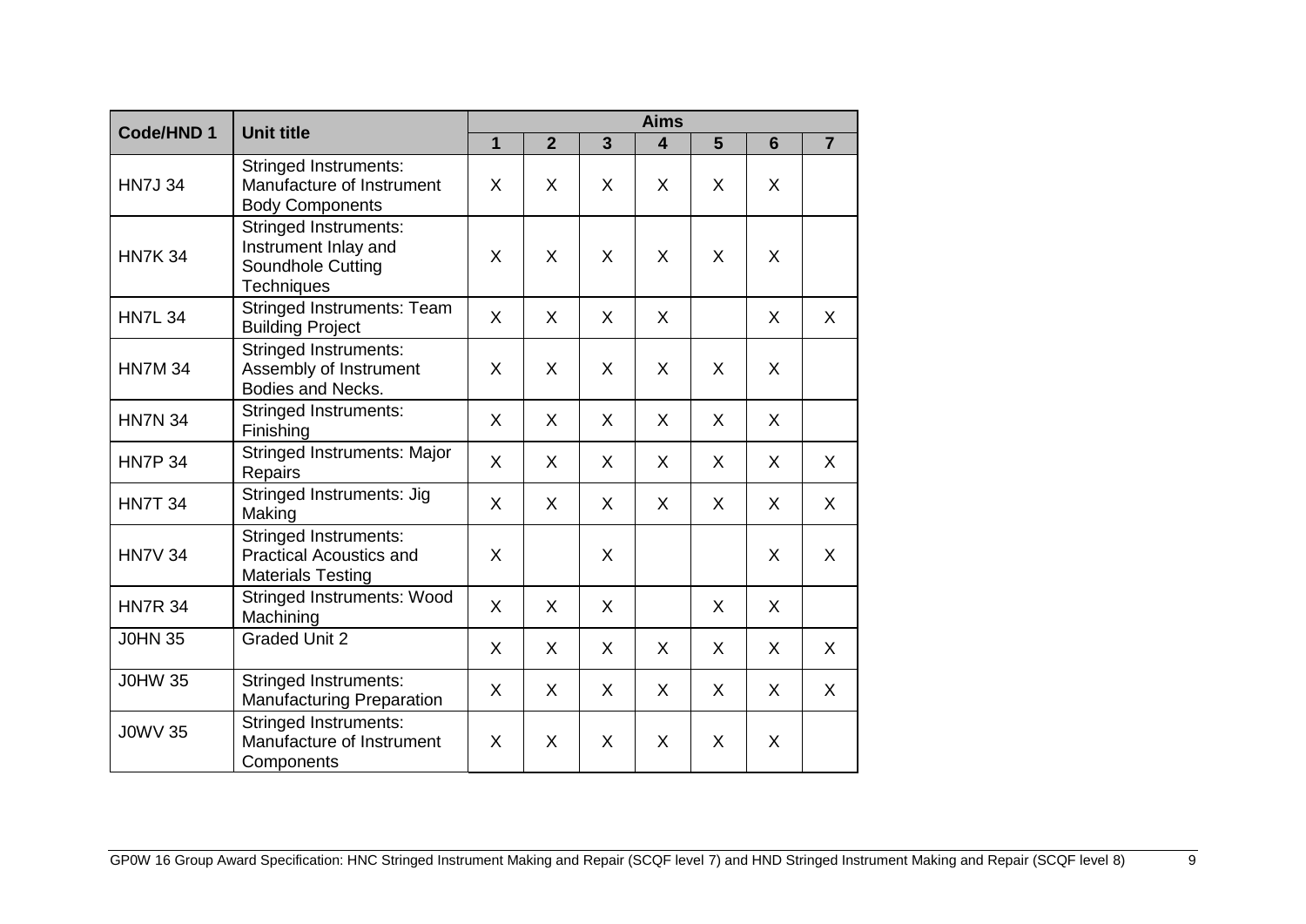| Code/HND 1 | Unit title | Aims | | | | | | |
|---|---|---|---|---|---|---|---|---|
| | | 1 | 2 | 3 | 4 | 5 | 6 | 7 |
| HN7J 34 | Stringed Instruments: Manufacture of Instrument Body Components | X | X | X | X | X | X | |
| HN7K 34 | Stringed Instruments: Instrument Inlay and Soundhole Cutting Techniques | X | X | X | X | X | X | |
| HN7L 34 | Stringed Instruments: Team Building Project | X | X | X | X | | X | X |
| HN7M 34 | Stringed Instruments: Assembly of Instrument Bodies and Necks. | X | X | X | X | X | X | |
| HN7N 34 | Stringed Instruments: Finishing | X | X | X | X | X | X | |
| HN7P 34 | Stringed Instruments: Major Repairs | X | X | X | X | X | X | X |
| HN7T 34 | Stringed Instruments: Jig Making | X | X | X | X | X | X | X |
| HN7V 34 | Stringed Instruments: Practical Acoustics and Materials Testing | X | | X | | | X | X |
| HN7R 34 | Stringed Instruments: Wood Machining | X | X | X | | X | X | |
| J0HN 35 | Graded Unit 2 | X | X | X | X | X | X | X |
| J0HW 35 | Stringed Instruments: Manufacturing Preparation | X | X | X | X | X | X | X |
| J0WV 35 | Stringed Instruments: Manufacture of Instrument Components | X | X | X | X | X | X | |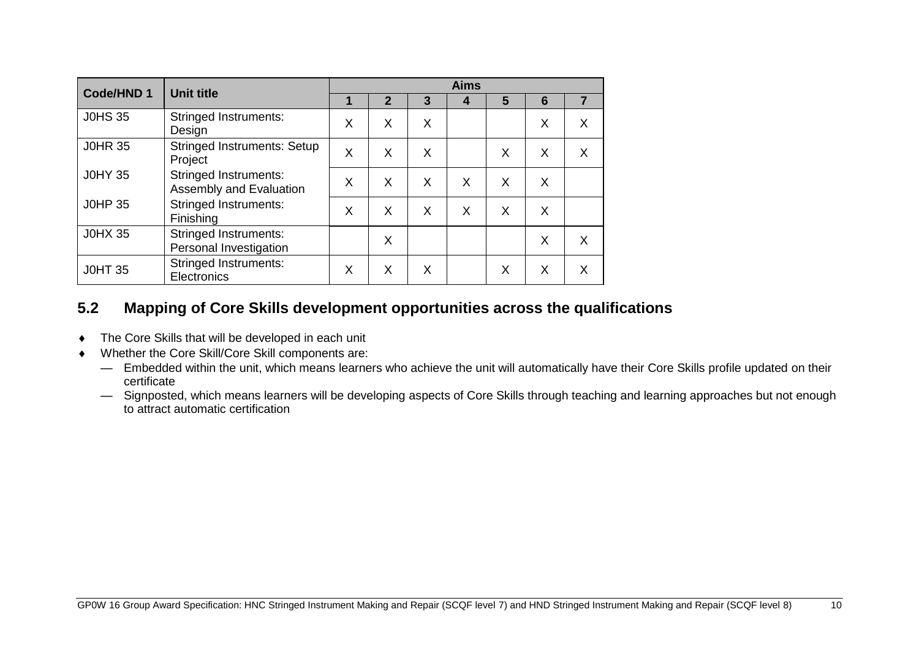| Code/HND 1 | Unit title | Aims | | | | | | |
|---|---|---|---|---|---|---|---|---|
| | | 1 | 2 | 3 | 4 | 5 | 6 | 7 |
| J0HS 35 | Stringed Instruments: Design | X | X | X | | | X | X |
| J0HR 35 | Stringed Instruments: Setup Project | X | X | X | | X | X | X |
| J0HY 35 | Stringed Instruments: Assembly and Evaluation | X | X | X | X | X | X | |
| J0HP 35 | Stringed Instruments: Finishing | X | X | X | X | X | X | |
| J0HX 35 | Stringed Instruments: Personal Investigation | | X | | | | X | X |
| J0HT 35 | Stringed Instruments: Electronics | X | X | X | | X | X | X |

## 5.2 Mapping of Core Skills development opportunities across the qualifications

- The Core Skills that will be developed in each unit
- Whether the Core Skill/Core Skill components are:
  - Embedded within the unit, which means learners who achieve the unit will automatically have their Core Skills profile updated on their certificate
  - Signposted, which means learners will be developing aspects of Core Skills through teaching and learning approaches but not enough to attract automatic certification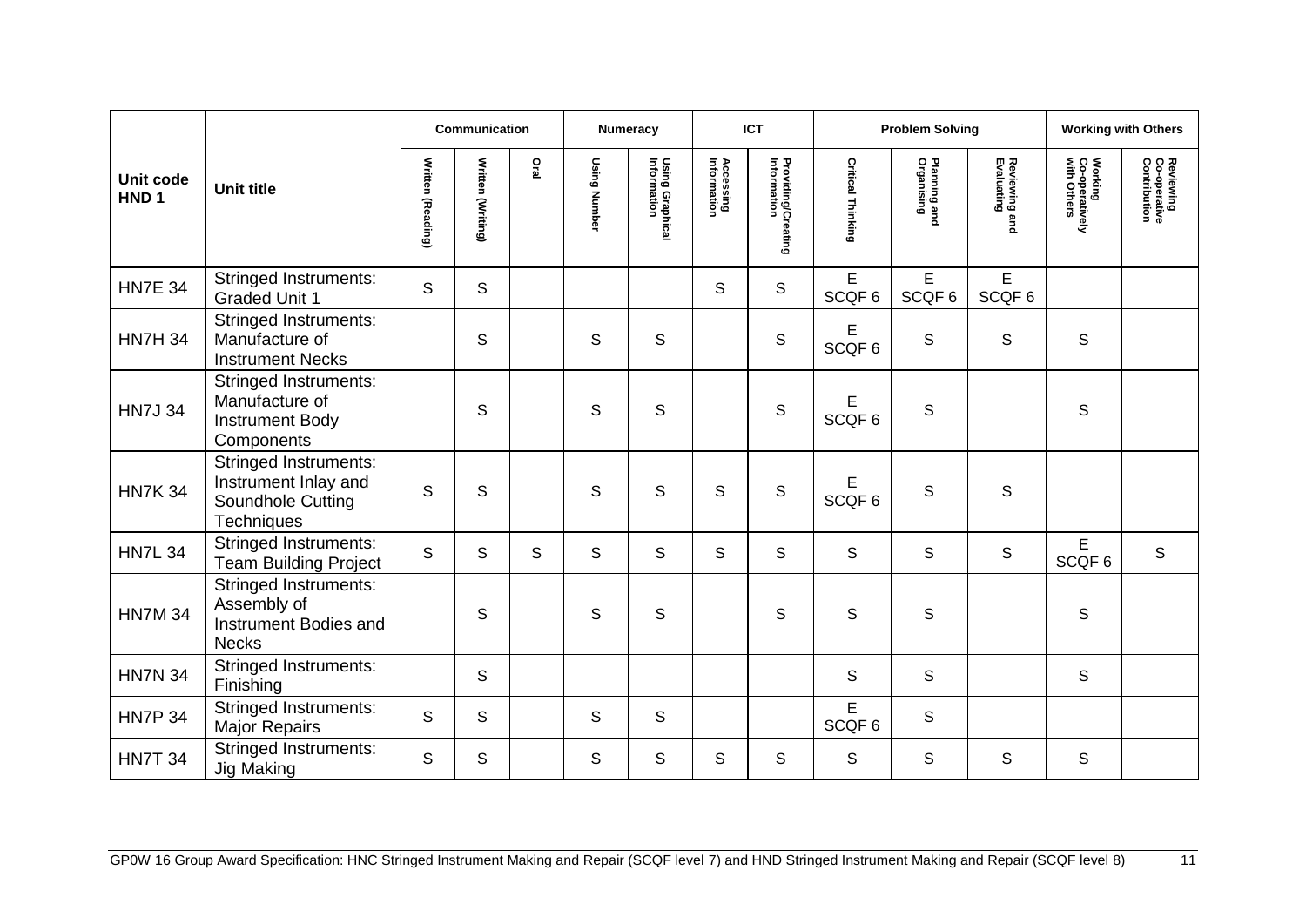| Unit code HND 1 | Unit title | Communication | | | Numeracy | | ICT | | Problem Solving | | | Working with Others | |
|---|---|---|---|---|---|---|---|---|---|---|---|---|---|
| | | Written (Reading) | Written (Writing) | Oral | Using Number | Using Graphical Information | Accessing Information | Providing/Creating Information | Critical Thinking | Planning and Organising | Reviewing and Evaluating | Working Co-operatively with Others | Reviewing Co-operative Contribution |
| HN7E 34 | Stringed Instruments: Graded Unit 1 | S | S | | | | S | S | E SCQF 6 | E SCQF 6 | E SCQF 6 | | |
| HN7H 34 | Stringed Instruments: Manufacture of Instrument Necks | | S | | S | S | | S | E SCQF 6 | S | S | S | |
| HN7J 34 | Stringed Instruments: Manufacture of Instrument Body Components | | S | | S | S | | S | E SCQF 6 | S | | S | |
| HN7K 34 | Stringed Instruments: Instrument Inlay and Soundhole Cutting Techniques | S | S | | S | S | S | S | E SCQF 6 | S | S | | |
| HN7L 34 | Stringed Instruments: Team Building Project | S | S | S | S | S | S | S | S | S | S | E SCQF 6 | S |
| HN7M 34 | Stringed Instruments: Assembly of Instrument Bodies and Necks | | S | | S | S | | S | S | S | | S | |
| HN7N 34 | Stringed Instruments: Finishing | | S | | | | | | S | S | | S | |
| HN7P 34 | Stringed Instruments: Major Repairs | S | S | | S | S | | | E SCQF 6 | S | | | |
| HN7T 34 | Stringed Instruments: Jig Making | S | S | | S | S | S | S | S | S | S | S | |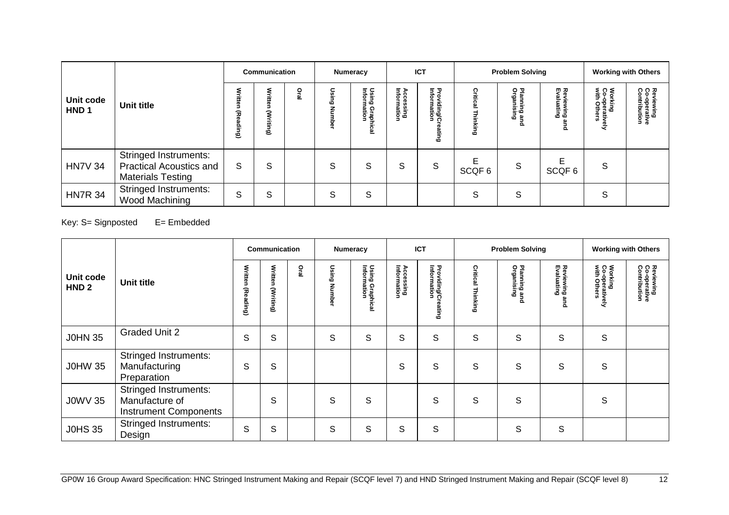| Unit code HND 1 | Unit title | Communication | | | Numeracy | | ICT | | Problem Solving | | | Working with Others | |
|---|---|---|---|---|---|---|---|---|---|---|---|---|---|
| | | Written (Reading) | Written (Writing) | Oral | Using Number | Using Graphical Information | Accessing Information | Providing/Creating Information | Critical Thinking | Planning and Organising | Reviewing and Evaluating | Working Co-operatively with Others | Reviewing Co-operative Contribution |
| HN7V 34 | Stringed Instruments: Practical Acoustics and Materials Testing | S | S | | S | S | S | S | E SCQF 6 | S | E SCQF 6 | S | |
| HN7R 34 | Stringed Instruments: Wood Machining | S | S | | S | S | | | S | S | | S | |

Key: S= Signposted  E= Embedded

| Unit code HND 2 | Unit title | Communication | | | Numeracy | | ICT | | Problem Solving | | | Working with Others | |
|---|---|---|---|---|---|---|---|---|---|---|---|---|---|
| | | Written (Reading) | Written (Writing) | Oral | Using Number | Using Graphical Information | Accessing Information | Providing/Creating Information | Critical Thinking | Planning and Organising | Reviewing and Evaluating | Working Co-operatively with Others | Reviewing Co-operative Contribution |
| J0HN 35 | Graded Unit 2 | S | S | | S | S | S | S | S | S | S | S | |
| J0HW 35 | Stringed Instruments: Manufacturing Preparation | S | S | | | | S | S | S | S | S | S | |
| J0WV 35 | Stringed Instruments: Manufacture of Instrument Components | | S | | S | S | | S | S | S | | S | |
| J0HS 35 | Stringed Instruments: Design | S | S | | S | S | S | S | | S | S | | |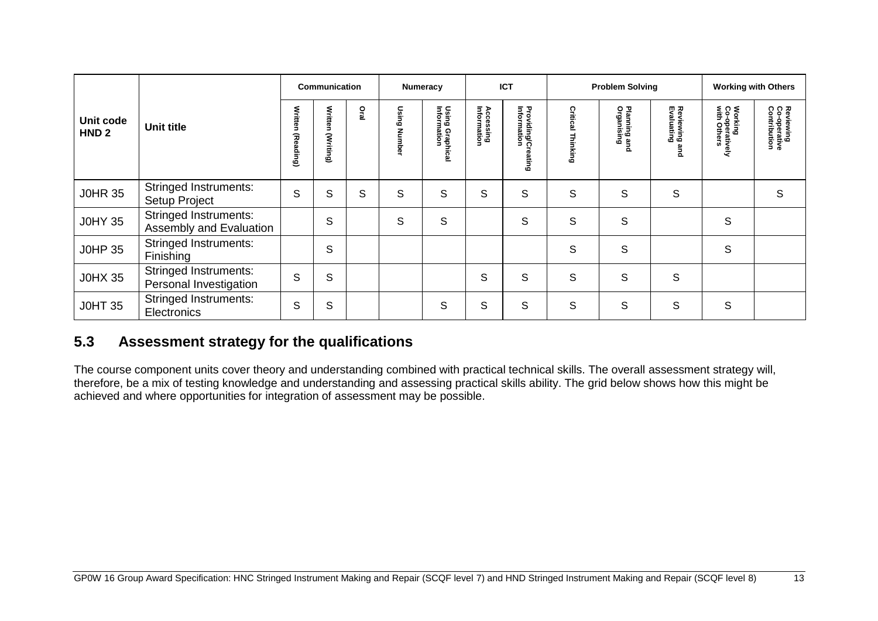| Unit code HND 2 | Unit title | Communication | | | Numeracy | | ICT | | Problem Solving | | | Working with Others | |
|---|---|---|---|---|---|---|---|---|---|---|---|---|---|
| | | Written (Reading) | Written (Writing) | Oral | Using Number | Using Graphical Information | Accessing Information | Providing/Creating Information | Critical Thinking | Planning and Organising | Reviewing and Evaluating | Working Co-operatively with Others | Reviewing Co-operative Contribution |
| J0HR 35 | Stringed Instruments: Setup Project | S | S | S | S | S | S | S | S | S | S | | S |
| J0HY 35 | Stringed Instruments: Assembly and Evaluation | | S | | S | S | | S | S | S | | S | |
| J0HP 35 | Stringed Instruments: Finishing | | S | | | | | | S | S | | S | |
| J0HX 35 | Stringed Instruments: Personal Investigation | S | S | | | | S | S | S | S | S | | |
| J0HT 35 | Stringed Instruments: Electronics | S | S | | | S | S | S | S | S | S | S | |

## 5.3 Assessment strategy for the qualifications

The course component units cover theory and understanding combined with practical technical skills. The overall assessment strategy will, therefore, be a mix of testing knowledge and understanding and assessing practical skills ability. The grid below shows how this might be achieved and where opportunities for integration of assessment may be possible.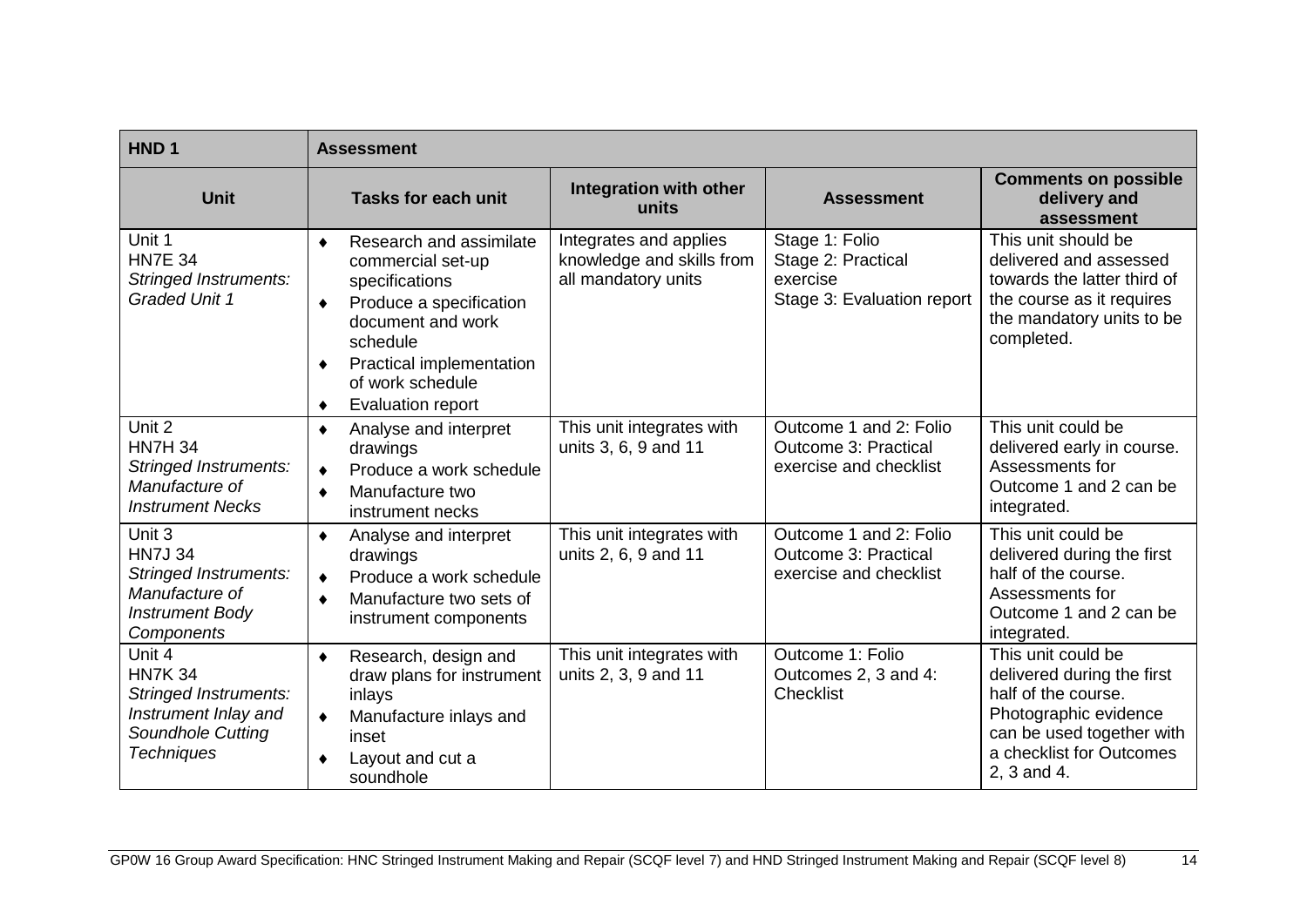| HND 1 | Assessment | | | |
|---|---|---|---|---|
| **Unit** | **Tasks for each unit** | **Integration with other units** | **Assessment** | **Comments on possible delivery and assessment** |
| Unit 1<br>HN7E 34<br>*Stringed Instruments: Graded Unit 1* | ♦ Research and assimilate commercial set-up specifications<br>♦ Produce a specification document and work schedule<br>♦ Practical implementation of work schedule<br>♦ Evaluation report | Integrates and applies knowledge and skills from all mandatory units | Stage 1: Folio<br>Stage 2: Practical exercise<br>Stage 3: Evaluation report | This unit should be delivered and assessed towards the latter third of the course as it requires the mandatory units to be completed. |
| Unit 2<br>HN7H 34<br>*Stringed Instruments: Manufacture of Instrument Necks* | ♦ Analyse and interpret drawings<br>♦ Produce a work schedule<br>♦ Manufacture two instrument necks | This unit integrates with units 3, 6, 9 and 11 | Outcome 1 and 2: Folio<br>Outcome 3: Practical exercise and checklist | This unit could be delivered early in course. Assessments for Outcome 1 and 2 can be integrated. |
| Unit 3<br>HN7J 34<br>*Stringed Instruments: Manufacture of Instrument Body Components* | ♦ Analyse and interpret drawings<br>♦ Produce a work schedule<br>♦ Manufacture two sets of instrument components | This unit integrates with units 2, 6, 9 and 11 | Outcome 1 and 2: Folio<br>Outcome 3: Practical exercise and checklist | This unit could be delivered during the first half of the course. Assessments for Outcome 1 and 2 can be integrated. |
| Unit 4<br>HN7K 34<br>*Stringed Instruments: Instrument Inlay and Soundhole Cutting Techniques* | ♦ Research, design and draw plans for instrument inlays<br>♦ Manufacture inlays and inset<br>♦ Layout and cut a soundhole | This unit integrates with units 2, 3, 9 and 11 | Outcome 1: Folio<br>Outcomes 2, 3 and 4: Checklist | This unit could be delivered during the first half of the course. Photographic evidence can be used together with a checklist for Outcomes 2, 3 and 4. |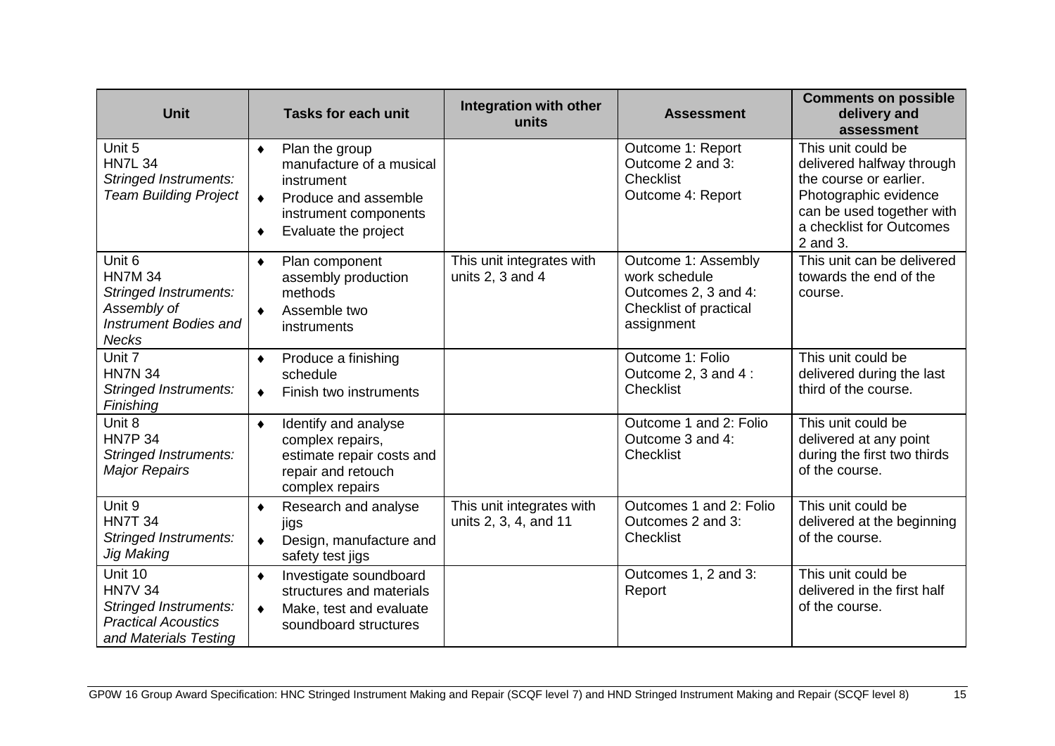| Unit | Tasks for each unit | Integration with other units | Assessment | Comments on possible delivery and assessment |
|---|---|---|---|---|
| Unit 5<br>HN7L 34<br>*Stringed Instruments: Team Building Project* | ♦ Plan the group manufacture of a musical instrument<br>♦ Produce and assemble instrument components<br>♦ Evaluate the project | | Outcome 1: Report<br>Outcome 2 and 3: Checklist<br>Outcome 4: Report | This unit could be delivered halfway through the course or earlier. Photographic evidence can be used together with a checklist for Outcomes 2 and 3. |
| Unit 6<br>HN7M 34<br>*Stringed Instruments: Assembly of Instrument Bodies and Necks* | ♦ Plan component assembly production methods<br>♦ Assemble two instruments | This unit integrates with units 2, 3 and 4 | Outcome 1: Assembly work schedule<br>Outcomes 2, 3 and 4: Checklist of practical assignment | This unit can be delivered towards the end of the course. |
| Unit 7<br>HN7N 34<br>*Stringed Instruments: Finishing* | ♦ Produce a finishing schedule<br>♦ Finish two instruments | | Outcome 1: Folio<br>Outcome 2, 3 and 4 : Checklist | This unit could be delivered during the last third of the course. |
| Unit 8<br>HN7P 34<br>*Stringed Instruments: Major Repairs* | ♦ Identify and analyse complex repairs, estimate repair costs and repair and retouch complex repairs | | Outcome 1 and 2: Folio<br>Outcome 3 and 4: Checklist | This unit could be delivered at any point during the first two thirds of the course. |
| Unit 9<br>HN7T 34<br>*Stringed Instruments: Jig Making* | ♦ Research and analyse jigs<br>♦ Design, manufacture and safety test jigs | This unit integrates with units 2, 3, 4, and 11 | Outcomes 1 and 2: Folio<br>Outcomes 2 and 3: Checklist | This unit could be delivered at the beginning of the course. |
| Unit 10<br>HN7V 34<br>*Stringed Instruments: Practical Acoustics and Materials Testing* | ♦ Investigate soundboard structures and materials<br>♦ Make, test and evaluate soundboard structures | | Outcomes 1, 2 and 3: Report | This unit could be delivered in the first half of the course. |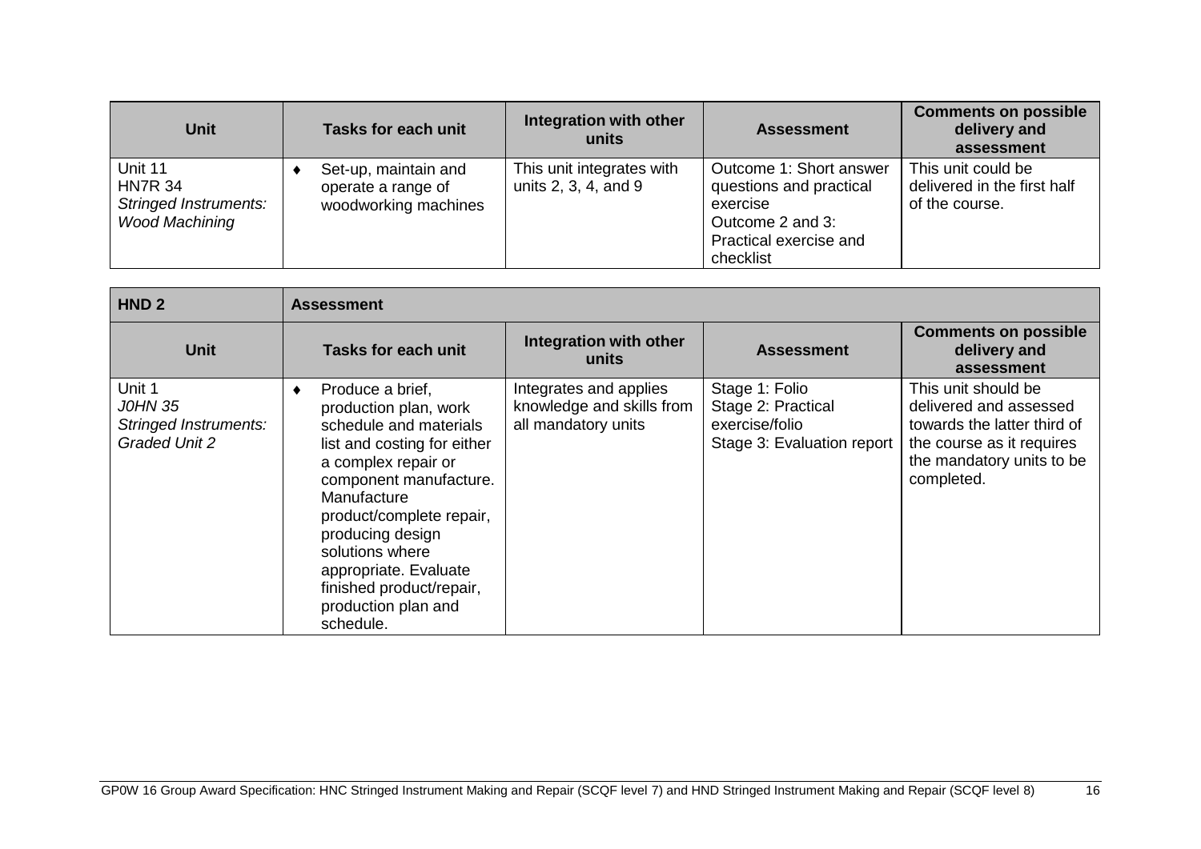| Unit | Tasks for each unit | Integration with other units | Assessment | Comments on possible delivery and assessment |
|---|---|---|---|---|
| Unit 11<br>HN7R 34<br>*Stringed Instruments: Wood Machining* | ♦ Set-up, maintain and operate a range of woodworking machines | This unit integrates with units 2, 3, 4, and 9 | Outcome 1: Short answer questions and practical exercise<br>Outcome 2 and 3: Practical exercise and checklist | This unit could be delivered in the first half of the course. |

| **HND 2** | **Assessment** | | | |
|---|---|---|---|---|
| **Unit** | **Tasks for each unit** | **Integration with other units** | **Assessment** | **Comments on possible delivery and assessment** |
| Unit 1<br>*J0HN 35*<br>*Stringed Instruments: Graded Unit 2* | ♦ Produce a brief, production plan, work schedule and materials list and costing for either a complex repair or component manufacture. Manufacture product/complete repair, producing design solutions where appropriate. Evaluate finished product/repair, production plan and schedule. | Integrates and applies knowledge and skills from all mandatory units | Stage 1: Folio<br>Stage 2: Practical exercise/folio<br>Stage 3: Evaluation report | This unit should be delivered and assessed towards the latter third of the course as it requires the mandatory units to be completed. |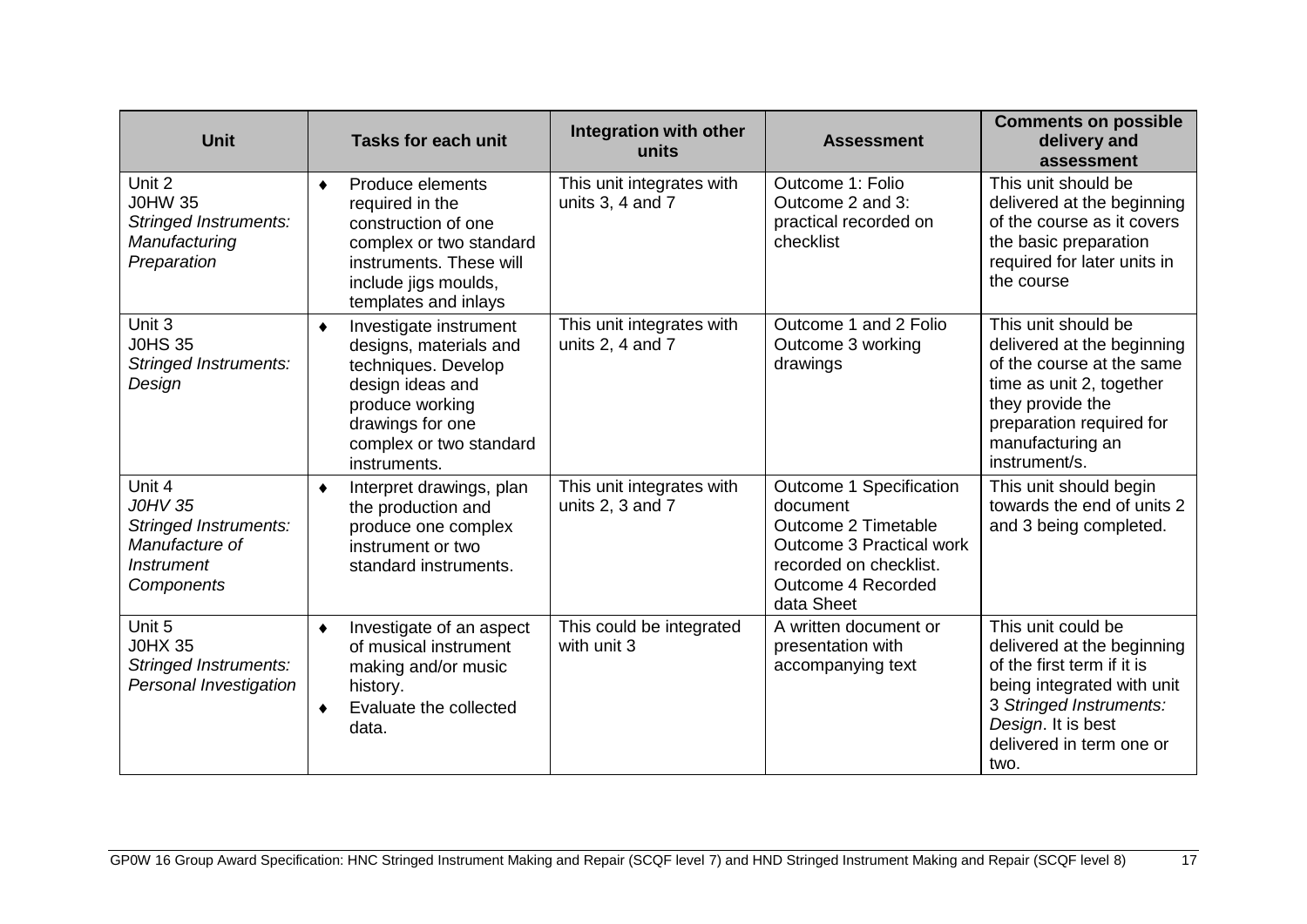| Unit | Tasks for each unit | Integration with other units | Assessment | Comments on possible delivery and assessment |
|---|---|---|---|---|
| Unit 2<br>J0HW 35<br>*Stringed Instruments: Manufacturing Preparation* | ♦ Produce elements required in the construction of one complex or two standard instruments. These will include jigs moulds, templates and inlays | This unit integrates with units 3, 4 and 7 | Outcome 1: Folio<br>Outcome 2 and 3: practical recorded on checklist | This unit should be delivered at the beginning of the course as it covers the basic preparation required for later units in the course |
| Unit 3<br>J0HS 35<br>*Stringed Instruments: Design* | ♦ Investigate instrument designs, materials and techniques. Develop design ideas and produce working drawings for one complex or two standard instruments. | This unit integrates with units 2, 4 and 7 | Outcome 1 and 2 Folio<br>Outcome 3 working drawings | This unit should be delivered at the beginning of the course at the same time as unit 2, together they provide the preparation required for manufacturing an instrument/s. |
| Unit 4<br>*J0HV 35*<br>*Stringed Instruments: Manufacture of Instrument Components* | ♦ Interpret drawings, plan the production and produce one complex instrument or two standard instruments. | This unit integrates with units 2, 3 and 7 | Outcome 1 Specification document<br>Outcome 2 Timetable<br>Outcome 3 Practical work recorded on checklist.<br>Outcome 4 Recorded data Sheet | This unit should begin towards the end of units 2 and 3 being completed. |
| Unit 5<br>J0HX 35<br>*Stringed Instruments: Personal Investigation* | ♦ Investigate of an aspect of musical instrument making and/or music history.<br>♦ Evaluate the collected data. | This could be integrated with unit 3 | A written document or presentation with accompanying text | This unit could be delivered at the beginning of the first term if it is being integrated with unit 3 *Stringed Instruments: Design*. It is best delivered in term one or two. |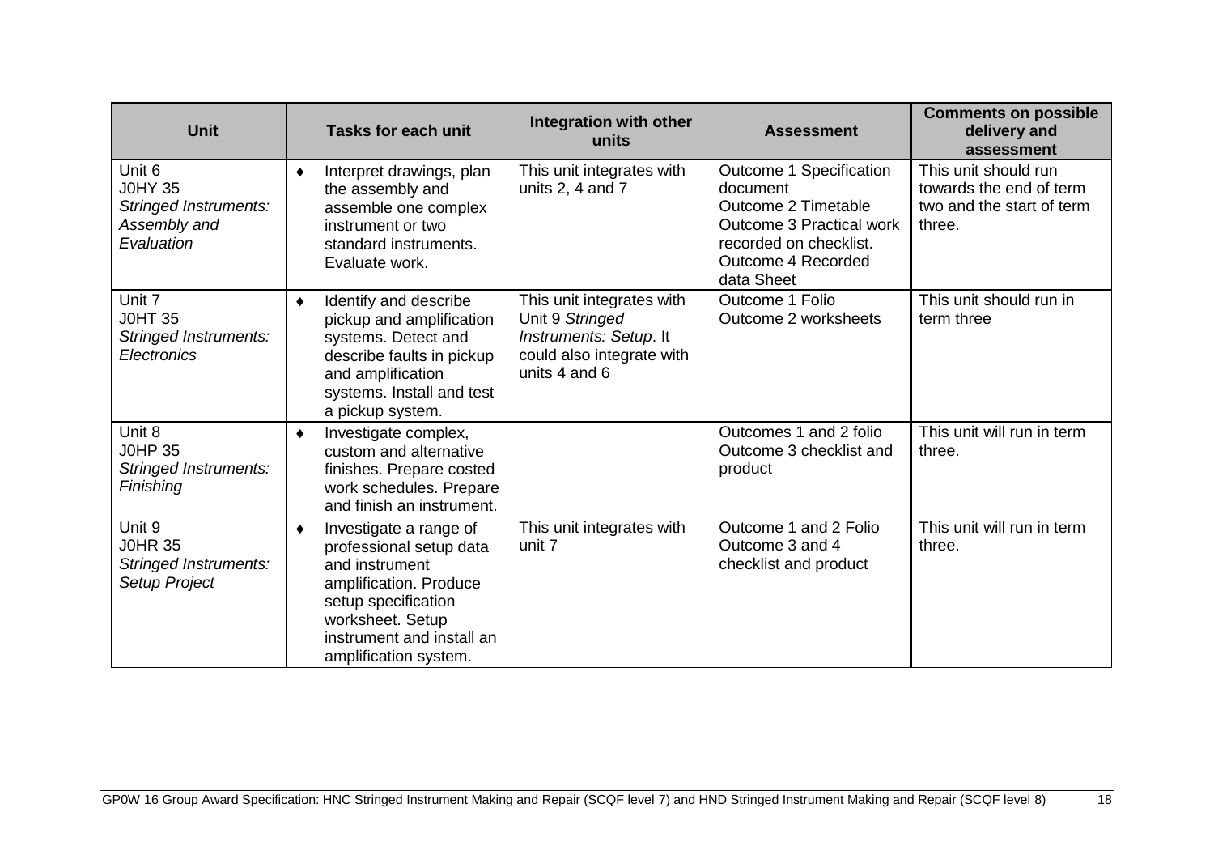| Unit | Tasks for each unit | Integration with other units | Assessment | Comments on possible delivery and assessment |
|---|---|---|---|---|
| Unit 6<br>J0HY 35<br>*Stringed Instruments: Assembly and Evaluation* | ♦ Interpret drawings, plan the assembly and assemble one complex instrument or two standard instruments. Evaluate work. | This unit integrates with units 2, 4 and 7 | Outcome 1 Specification document<br>Outcome 2 Timetable<br>Outcome 3 Practical work recorded on checklist.<br>Outcome 4 Recorded data Sheet | This unit should run towards the end of term two and the start of term three. |
| Unit 7<br>J0HT 35<br>*Stringed Instruments: Electronics* | ♦ Identify and describe pickup and amplification systems. Detect and describe faults in pickup and amplification systems. Install and test a pickup system. | This unit integrates with Unit 9 *Stringed Instruments: Setup*. It could also integrate with units 4 and 6 | Outcome 1 Folio<br>Outcome 2 worksheets | This unit should run in term three |
| Unit 8<br>J0HP 35<br>*Stringed Instruments: Finishing* | ♦ Investigate complex, custom and alternative finishes. Prepare costed work schedules. Prepare and finish an instrument. | | Outcomes 1 and 2 folio<br>Outcome 3 checklist and product | This unit will run in term three. |
| Unit 9<br>J0HR 35<br>*Stringed Instruments: Setup Project* | ♦ Investigate a range of professional setup data and instrument amplification. Produce setup specification worksheet. Setup instrument and install an amplification system. | This unit integrates with unit 7 | Outcome 1 and 2 Folio<br>Outcome 3 and 4 checklist and product | This unit will run in term three. |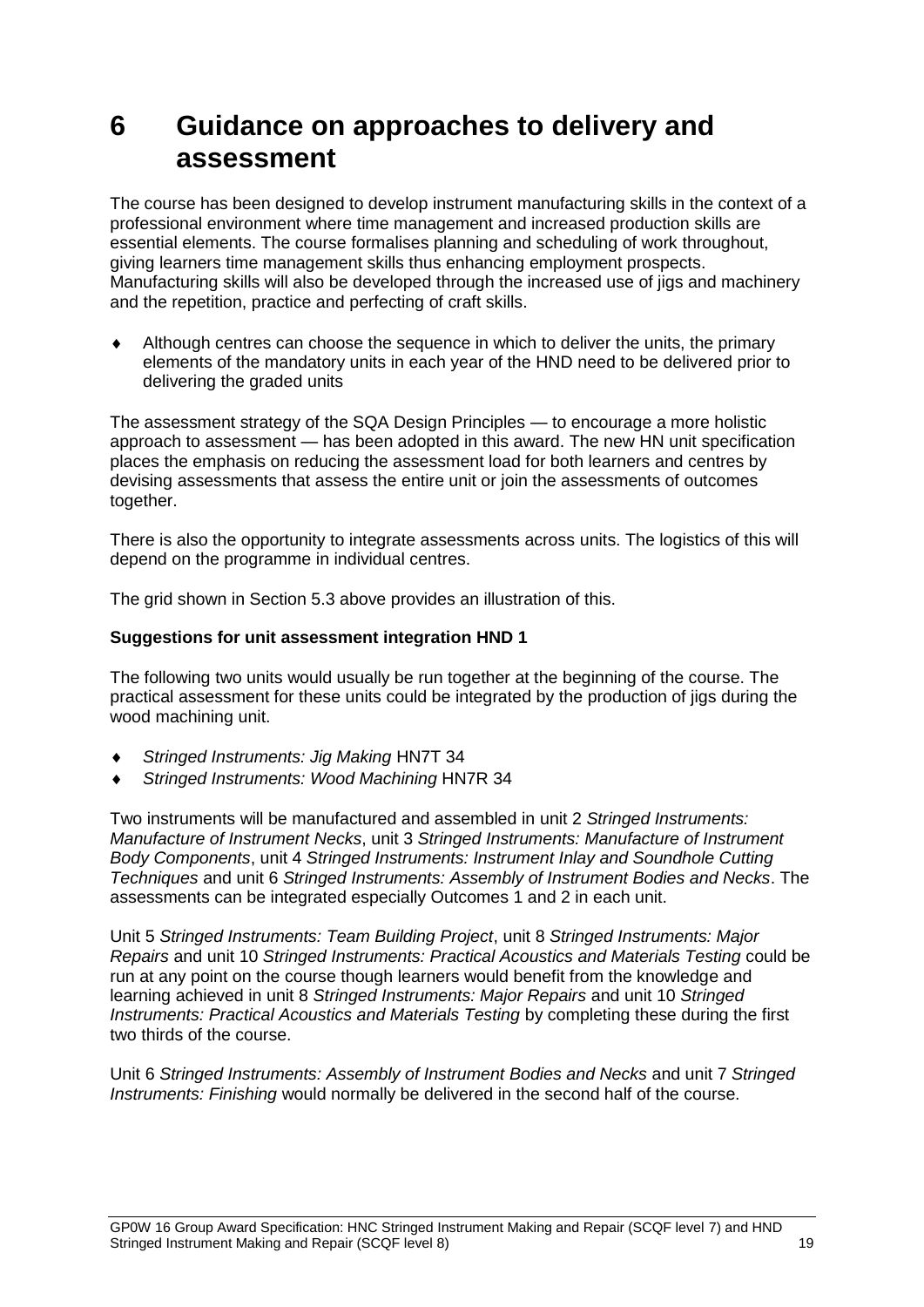# 6 Guidance on approaches to delivery and assessment

The course has been designed to develop instrument manufacturing skills in the context of a professional environment where time management and increased production skills are essential elements. The course formalises planning and scheduling of work throughout, giving learners time management skills thus enhancing employment prospects. Manufacturing skills will also be developed through the increased use of jigs and machinery and the repetition, practice and perfecting of craft skills.

- Although centres can choose the sequence in which to deliver the units, the primary elements of the mandatory units in each year of the HND need to be delivered prior to delivering the graded units

The assessment strategy of the SQA Design Principles — to encourage a more holistic approach to assessment — has been adopted in this award. The new HN unit specification places the emphasis on reducing the assessment load for both learners and centres by devising assessments that assess the entire unit or join the assessments of outcomes together.

There is also the opportunity to integrate assessments across units. The logistics of this will depend on the programme in individual centres.

The grid shown in Section 5.3 above provides an illustration of this.

**Suggestions for unit assessment integration HND 1**

The following two units would usually be run together at the beginning of the course. The practical assessment for these units could be integrated by the production of jigs during the wood machining unit.

- *Stringed Instruments: Jig Making* HN7T 34
- *Stringed Instruments: Wood Machining* HN7R 34

Two instruments will be manufactured and assembled in unit 2 *Stringed Instruments: Manufacture of Instrument Necks*, unit 3 *Stringed Instruments: Manufacture of Instrument Body Components*, unit 4 *Stringed Instruments: Instrument Inlay and Soundhole Cutting Techniques* and unit 6 *Stringed Instruments: Assembly of Instrument Bodies and Necks*. The assessments can be integrated especially Outcomes 1 and 2 in each unit.

Unit 5 *Stringed Instruments: Team Building Project*, unit 8 *Stringed Instruments: Major Repairs* and unit 10 *Stringed Instruments: Practical Acoustics and Materials Testing* could be run at any point on the course though learners would benefit from the knowledge and learning achieved in unit 8 *Stringed Instruments: Major Repairs* and unit 10 *Stringed Instruments: Practical Acoustics and Materials Testing* by completing these during the first two thirds of the course.

Unit 6 *Stringed Instruments: Assembly of Instrument Bodies and Necks* and unit 7 *Stringed Instruments: Finishing* would normally be delivered in the second half of the course.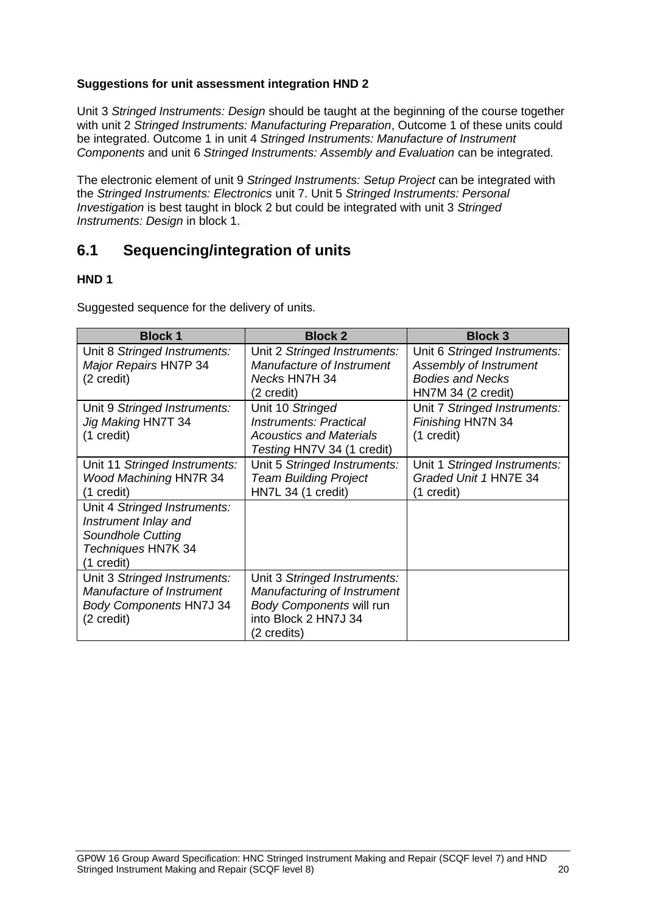**Suggestions for unit assessment integration HND 2**

Unit 3 *Stringed Instruments: Design* should be taught at the beginning of the course together with unit 2 *Stringed Instruments: Manufacturing Preparation*, Outcome 1 of these units could be integrated. Outcome 1 in unit 4 *Stringed Instruments: Manufacture of Instrument Components* and unit 6 *Stringed Instruments: Assembly and Evaluation* can be integrated.

The electronic element of unit 9 *Stringed Instruments: Setup Project* can be integrated with the *Stringed Instruments: Electronics* unit 7. Unit 5 *Stringed Instruments: Personal Investigation* is best taught in block 2 but could be integrated with unit 3 *Stringed Instruments: Design* in block 1.

## 6.1 Sequencing/integration of units

**HND 1**

Suggested sequence for the delivery of units.

| Block 1 | Block 2 | Block 3 |
|---|---|---|
| Unit 8 *Stringed Instruments: Major Repairs* HN7P 34 (2 credit) | Unit 2 *Stringed Instruments: Manufacture of Instrument Necks* HN7H 34 (2 credit) | Unit 6 *Stringed Instruments: Assembly of Instrument Bodies and Necks* HN7M 34 (2 credit) |
| Unit 9 *Stringed Instruments: Jig Making* HN7T 34 (1 credit) | Unit 10 *Stringed Instruments: Practical Acoustics and Materials Testing* HN7V 34 (1 credit) | Unit 7 *Stringed Instruments: Finishing* HN7N 34 (1 credit) |
| Unit 11 *Stringed Instruments: Wood Machining* HN7R 34 (1 credit) | Unit 5 *Stringed Instruments: Team Building Project* HN7L 34 (1 credit) | Unit 1 *Stringed Instruments: Graded Unit 1* HN7E 34 (1 credit) |
| Unit 4 *Stringed Instruments: Instrument Inlay and Soundhole Cutting Techniques* HN7K 34 (1 credit) | | |
| Unit 3 *Stringed Instruments: Manufacture of Instrument Body Components* HN7J 34 (2 credit) | Unit 3 *Stringed Instruments: Manufacturing of Instrument Body Components* will run into Block 2 HN7J 34 (2 credits) | |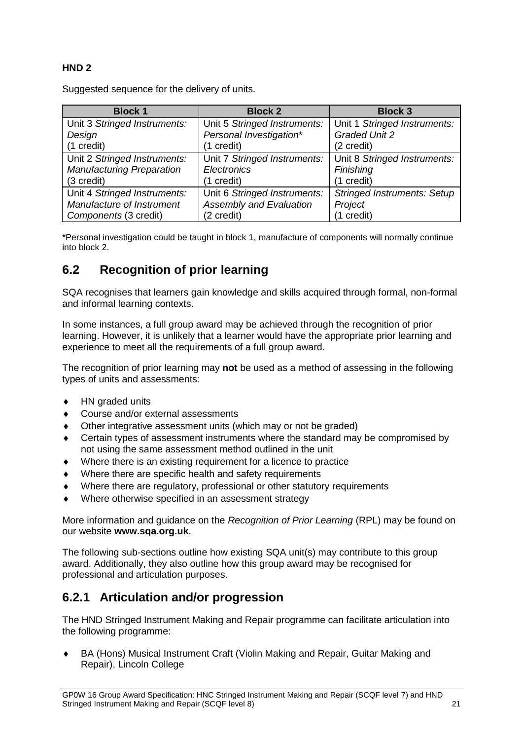**HND 2**

Suggested sequence for the delivery of units.

| Block 1 | Block 2 | Block 3 |
|---|---|---|
| Unit 3 *Stringed Instruments: Design* (1 credit) | Unit 5 *Stringed Instruments: Personal Investigation** (1 credit) | Unit 1 *Stringed Instruments: Graded Unit 2* (2 credit) |
| Unit 2 *Stringed Instruments: Manufacturing Preparation* (3 credit) | Unit 7 *Stringed Instruments: Electronics* (1 credit) | Unit 8 *Stringed Instruments: Finishing* (1 credit) |
| Unit 4 *Stringed Instruments: Manufacture of Instrument Components* (3 credit) | Unit 6 *Stringed Instruments: Assembly and Evaluation* (2 credit) | *Stringed Instruments: Setup Project* (1 credit) |

*Personal investigation could be taught in block 1, manufacture of components will normally continue into block 2.

## 6.2 Recognition of prior learning

SQA recognises that learners gain knowledge and skills acquired through formal, non-formal and informal learning contexts.

In some instances, a full group award may be achieved through the recognition of prior learning. However, it is unlikely that a learner would have the appropriate prior learning and experience to meet all the requirements of a full group award.

The recognition of prior learning may **not** be used as a method of assessing in the following types of units and assessments:

- HN graded units
- Course and/or external assessments
- Other integrative assessment units (which may or not be graded)
- Certain types of assessment instruments where the standard may be compromised by not using the same assessment method outlined in the unit
- Where there is an existing requirement for a licence to practice
- Where there are specific health and safety requirements
- Where there are regulatory, professional or other statutory requirements
- Where otherwise specified in an assessment strategy

More information and guidance on the *Recognition of Prior Learning* (RPL) may be found on our website **www.sqa.org.uk**.

The following sub-sections outline how existing SQA unit(s) may contribute to this group award. Additionally, they also outline how this group award may be recognised for professional and articulation purposes.

### 6.2.1 Articulation and/or progression

The HND Stringed Instrument Making and Repair programme can facilitate articulation into the following programme:

- BA (Hons) Musical Instrument Craft (Violin Making and Repair, Guitar Making and Repair), Lincoln College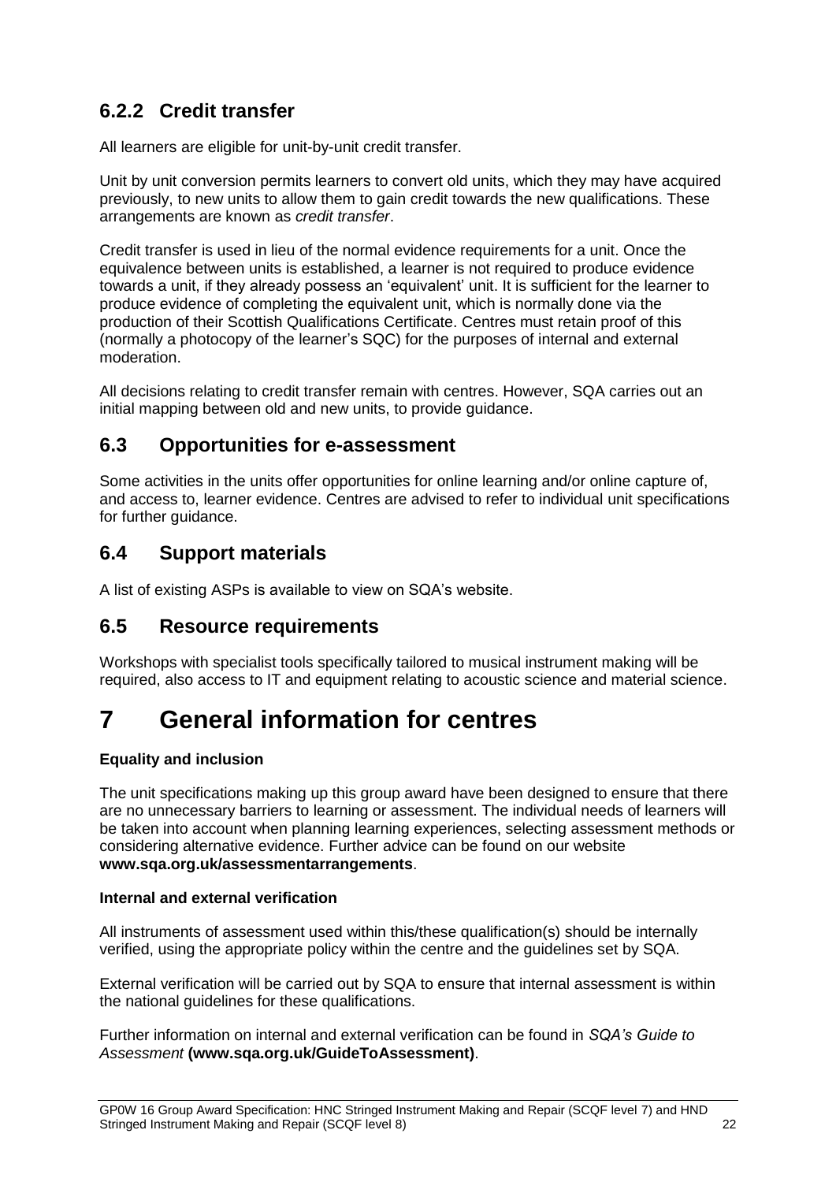### 6.2.2 Credit transfer

All learners are eligible for unit-by-unit credit transfer.

Unit by unit conversion permits learners to convert old units, which they may have acquired previously, to new units to allow them to gain credit towards the new qualifications. These arrangements are known as *credit transfer*.

Credit transfer is used in lieu of the normal evidence requirements for a unit. Once the equivalence between units is established, a learner is not required to produce evidence towards a unit, if they already possess an 'equivalent' unit. It is sufficient for the learner to produce evidence of completing the equivalent unit, which is normally done via the production of their Scottish Qualifications Certificate. Centres must retain proof of this (normally a photocopy of the learner's SQC) for the purposes of internal and external moderation.

All decisions relating to credit transfer remain with centres. However, SQA carries out an initial mapping between old and new units, to provide guidance.

## 6.3 Opportunities for e-assessment

Some activities in the units offer opportunities for online learning and/or online capture of, and access to, learner evidence. Centres are advised to refer to individual unit specifications for further guidance.

## 6.4 Support materials

A list of existing ASPs is available to view on SQA's website.

## 6.5 Resource requirements

Workshops with specialist tools specifically tailored to musical instrument making will be required, also access to IT and equipment relating to acoustic science and material science.

# 7 General information for centres

**Equality and inclusion**

The unit specifications making up this group award have been designed to ensure that there are no unnecessary barriers to learning or assessment. The individual needs of learners will be taken into account when planning learning experiences, selecting assessment methods or considering alternative evidence. Further advice can be found on our website **www.sqa.org.uk/assessmentarrangements**.

**Internal and external verification**

All instruments of assessment used within this/these qualification(s) should be internally verified, using the appropriate policy within the centre and the guidelines set by SQA.

External verification will be carried out by SQA to ensure that internal assessment is within the national guidelines for these qualifications.

Further information on internal and external verification can be found in *SQA's Guide to Assessment* **(www.sqa.org.uk/GuideToAssessment)**.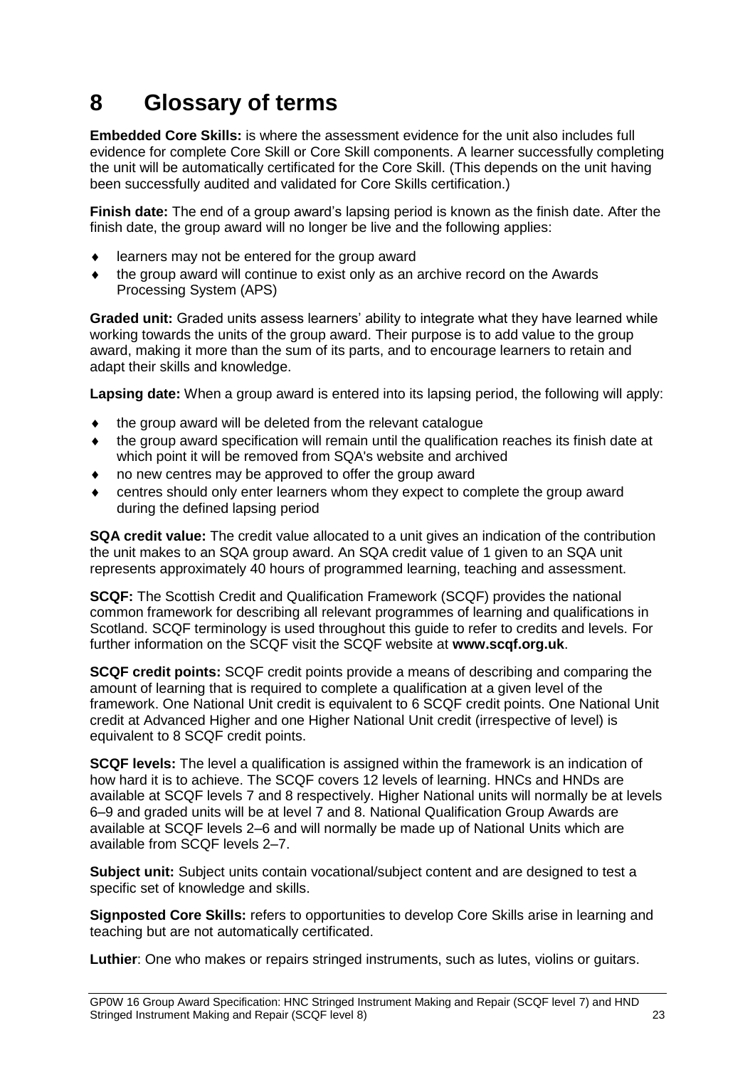# 8 Glossary of terms

**Embedded Core Skills:** is where the assessment evidence for the unit also includes full evidence for complete Core Skill or Core Skill components. A learner successfully completing the unit will be automatically certificated for the Core Skill. (This depends on the unit having been successfully audited and validated for Core Skills certification.)

**Finish date:** The end of a group award's lapsing period is known as the finish date. After the finish date, the group award will no longer be live and the following applies:

- learners may not be entered for the group award
- the group award will continue to exist only as an archive record on the Awards Processing System (APS)

**Graded unit:** Graded units assess learners' ability to integrate what they have learned while working towards the units of the group award. Their purpose is to add value to the group award, making it more than the sum of its parts, and to encourage learners to retain and adapt their skills and knowledge.

**Lapsing date:** When a group award is entered into its lapsing period, the following will apply:

- the group award will be deleted from the relevant catalogue
- the group award specification will remain until the qualification reaches its finish date at which point it will be removed from SQA's website and archived
- no new centres may be approved to offer the group award
- centres should only enter learners whom they expect to complete the group award during the defined lapsing period

**SQA credit value:** The credit value allocated to a unit gives an indication of the contribution the unit makes to an SQA group award. An SQA credit value of 1 given to an SQA unit represents approximately 40 hours of programmed learning, teaching and assessment.

**SCQF:** The Scottish Credit and Qualification Framework (SCQF) provides the national common framework for describing all relevant programmes of learning and qualifications in Scotland. SCQF terminology is used throughout this guide to refer to credits and levels. For further information on the SCQF visit the SCQF website at **www.scqf.org.uk**.

**SCQF credit points:** SCQF credit points provide a means of describing and comparing the amount of learning that is required to complete a qualification at a given level of the framework. One National Unit credit is equivalent to 6 SCQF credit points. One National Unit credit at Advanced Higher and one Higher National Unit credit (irrespective of level) is equivalent to 8 SCQF credit points.

**SCQF levels:** The level a qualification is assigned within the framework is an indication of how hard it is to achieve. The SCQF covers 12 levels of learning. HNCs and HNDs are available at SCQF levels 7 and 8 respectively. Higher National units will normally be at levels 6–9 and graded units will be at level 7 and 8. National Qualification Group Awards are available at SCQF levels 2–6 and will normally be made up of National Units which are available from SCQF levels 2–7.

**Subject unit:** Subject units contain vocational/subject content and are designed to test a specific set of knowledge and skills.

**Signposted Core Skills:** refers to opportunities to develop Core Skills arise in learning and teaching but are not automatically certificated.

**Luthier**: One who makes or repairs stringed instruments, such as lutes, violins or guitars.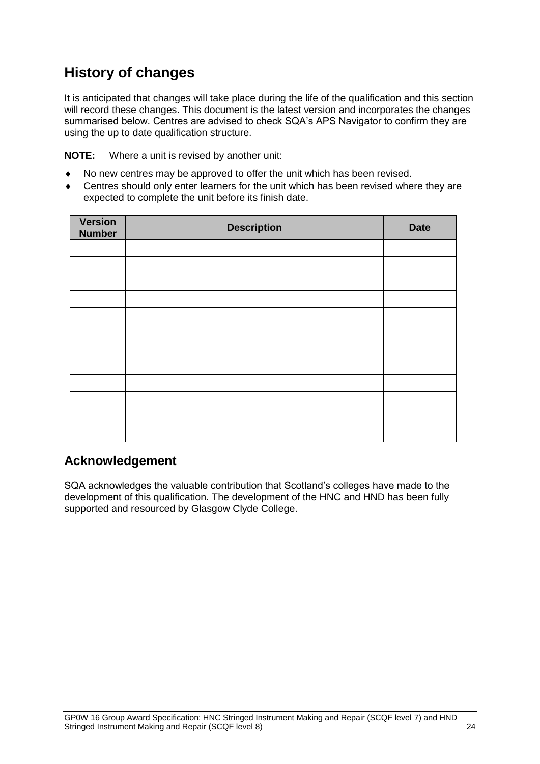## History of changes

It is anticipated that changes will take place during the life of the qualification and this section will record these changes. This document is the latest version and incorporates the changes summarised below. Centres are advised to check SQA's APS Navigator to confirm they are using the up to date qualification structure.

**NOTE:** Where a unit is revised by another unit:

- No new centres may be approved to offer the unit which has been revised.
- Centres should only enter learners for the unit which has been revised where they are expected to complete the unit before its finish date.

| Version Number | Description | Date |
|---|---|---|
| | | |
| | | |
| | | |
| | | |
| | | |
| | | |
| | | |
| | | |
| | | |
| | | |
| | | |
| | | |

## Acknowledgement

SQA acknowledges the valuable contribution that Scotland's colleges have made to the development of this qualification. The development of the HNC and HND has been fully supported and resourced by Glasgow Clyde College.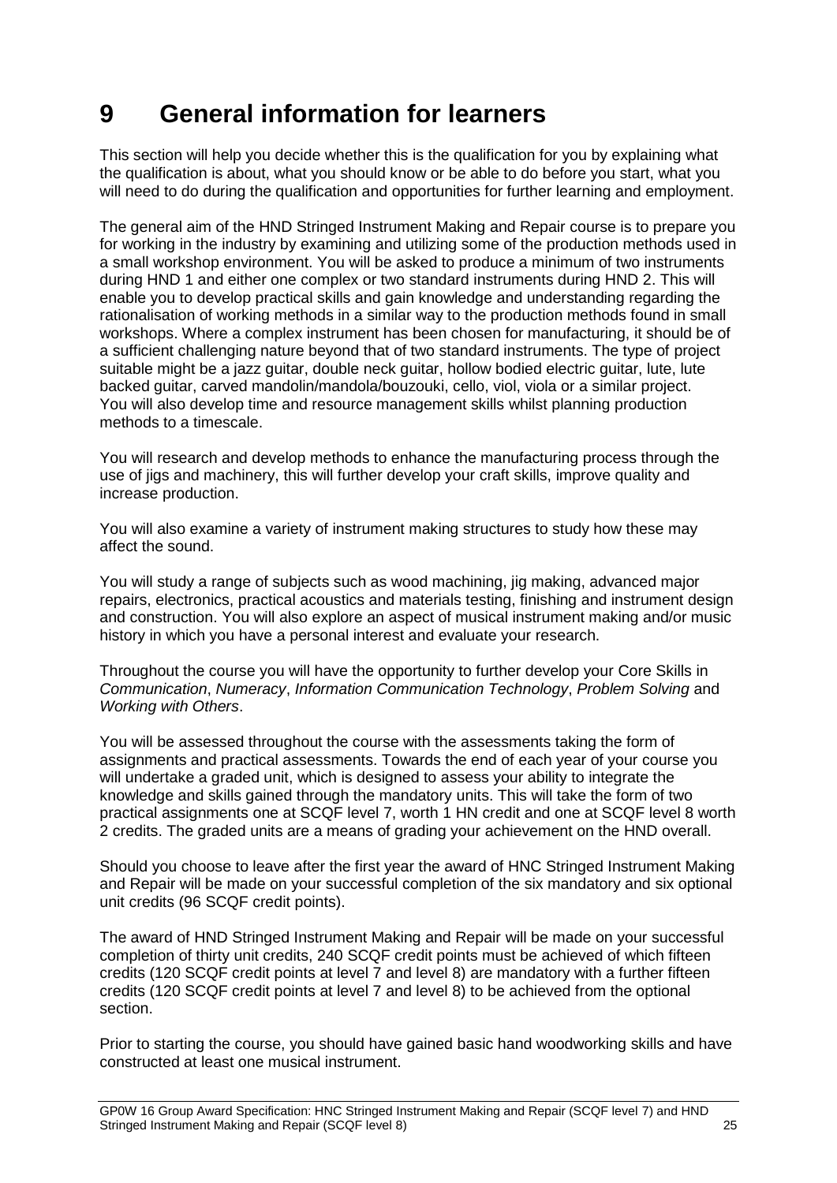# 9 General information for learners

This section will help you decide whether this is the qualification for you by explaining what the qualification is about, what you should know or be able to do before you start, what you will need to do during the qualification and opportunities for further learning and employment.

The general aim of the HND Stringed Instrument Making and Repair course is to prepare you for working in the industry by examining and utilizing some of the production methods used in a small workshop environment. You will be asked to produce a minimum of two instruments during HND 1 and either one complex or two standard instruments during HND 2. This will enable you to develop practical skills and gain knowledge and understanding regarding the rationalisation of working methods in a similar way to the production methods found in small workshops. Where a complex instrument has been chosen for manufacturing, it should be of a sufficient challenging nature beyond that of two standard instruments. The type of project suitable might be a jazz guitar, double neck guitar, hollow bodied electric guitar, lute, lute backed guitar, carved mandolin/mandola/bouzouki, cello, viol, viola or a similar project. You will also develop time and resource management skills whilst planning production methods to a timescale.

You will research and develop methods to enhance the manufacturing process through the use of jigs and machinery, this will further develop your craft skills, improve quality and increase production.

You will also examine a variety of instrument making structures to study how these may affect the sound.

You will study a range of subjects such as wood machining, jig making, advanced major repairs, electronics, practical acoustics and materials testing, finishing and instrument design and construction. You will also explore an aspect of musical instrument making and/or music history in which you have a personal interest and evaluate your research.

Throughout the course you will have the opportunity to further develop your Core Skills in *Communication*, *Numeracy*, *Information Communication Technology*, *Problem Solving* and *Working with Others*.

You will be assessed throughout the course with the assessments taking the form of assignments and practical assessments. Towards the end of each year of your course you will undertake a graded unit, which is designed to assess your ability to integrate the knowledge and skills gained through the mandatory units. This will take the form of two practical assignments one at SCQF level 7, worth 1 HN credit and one at SCQF level 8 worth 2 credits. The graded units are a means of grading your achievement on the HND overall.

Should you choose to leave after the first year the award of HNC Stringed Instrument Making and Repair will be made on your successful completion of the six mandatory and six optional unit credits (96 SCQF credit points).

The award of HND Stringed Instrument Making and Repair will be made on your successful completion of thirty unit credits, 240 SCQF credit points must be achieved of which fifteen credits (120 SCQF credit points at level 7 and level 8) are mandatory with a further fifteen credits (120 SCQF credit points at level 7 and level 8) to be achieved from the optional section.

Prior to starting the course, you should have gained basic hand woodworking skills and have constructed at least one musical instrument.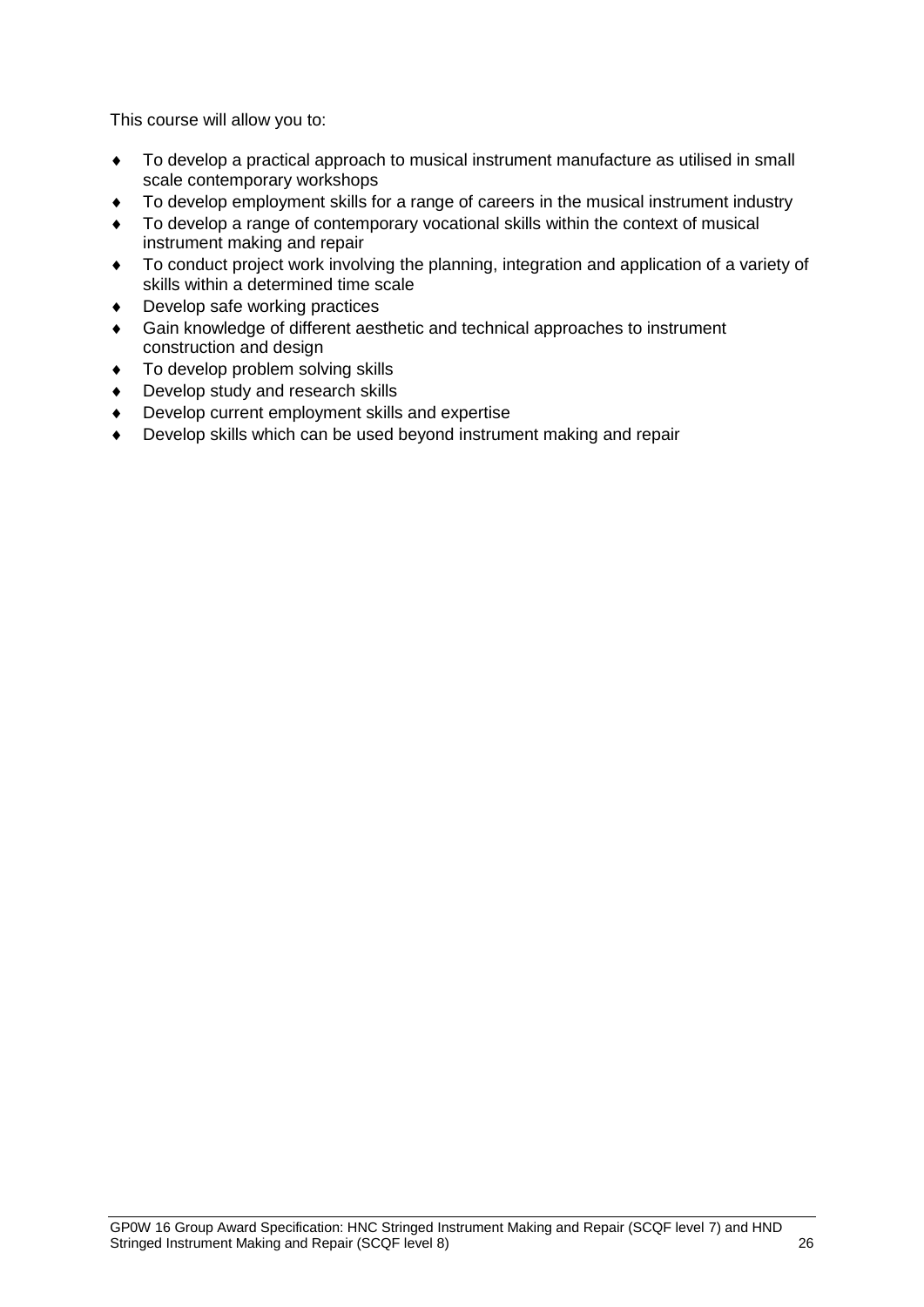This course will allow you to:

- To develop a practical approach to musical instrument manufacture as utilised in small scale contemporary workshops
- To develop employment skills for a range of careers in the musical instrument industry
- To develop a range of contemporary vocational skills within the context of musical instrument making and repair
- To conduct project work involving the planning, integration and application of a variety of skills within a determined time scale
- Develop safe working practices
- Gain knowledge of different aesthetic and technical approaches to instrument construction and design
- To develop problem solving skills
- Develop study and research skills
- Develop current employment skills and expertise
- Develop skills which can be used beyond instrument making and repair